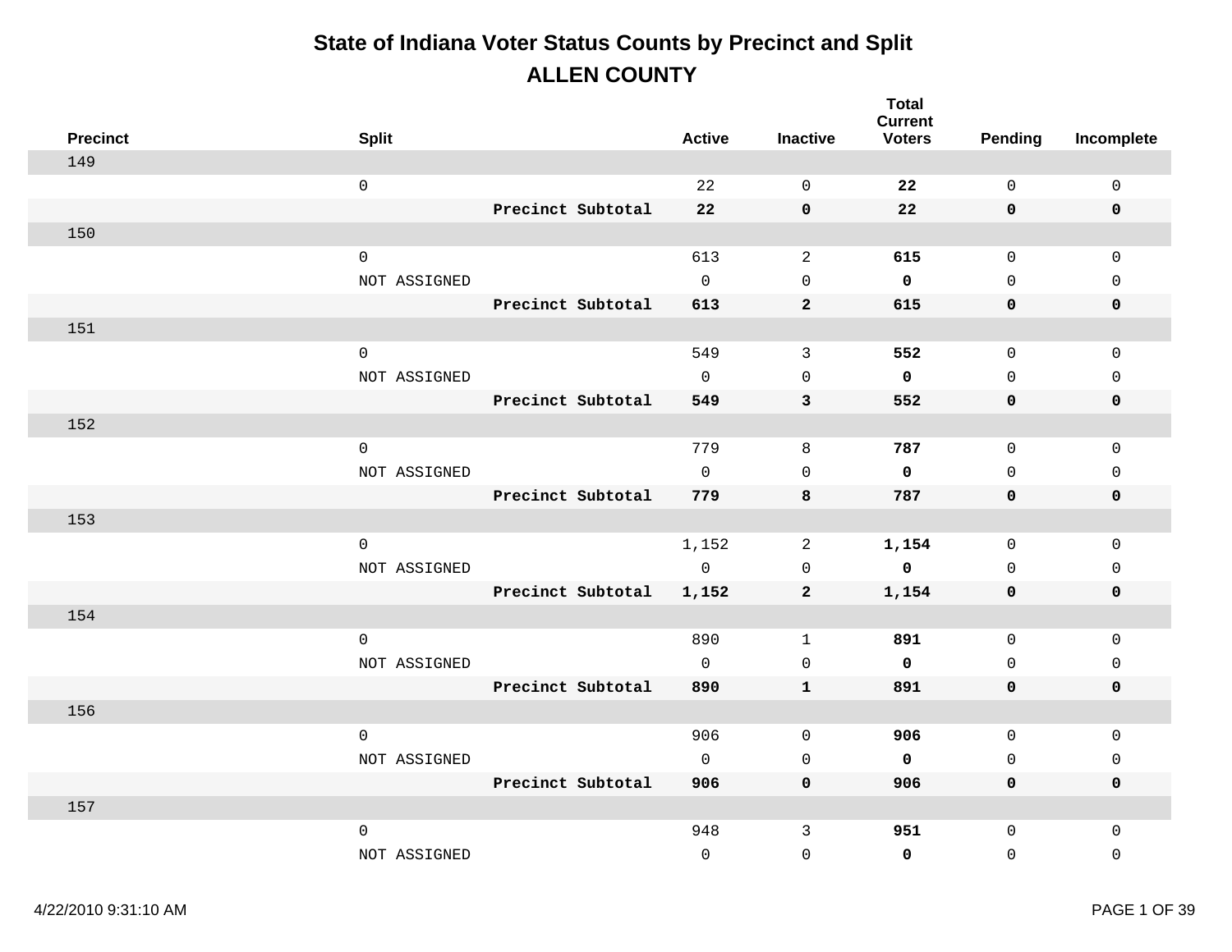# State of Indiana Voter Status Counts by Precinct and Split

## ALLEN COUNTY

| Precinct | Split | | Active | Inactive | Total Current Voters | Pending | Incomplete |
|---|---|---|---|---|---|---|---|
| 149 | | | | | | | |
| | 0 | | 22 | 0 | **22** | 0 | 0 |
| | | **Precinct Subtotal** | **22** | **0** | **22** | **0** | **0** |
| 150 | | | | | | | |
| | 0 | | 613 | 2 | **615** | 0 | 0 |
| | NOT ASSIGNED | | 0 | 0 | **0** | 0 | 0 |
| | | **Precinct Subtotal** | **613** | **2** | **615** | **0** | **0** |
| 151 | | | | | | | |
| | 0 | | 549 | 3 | **552** | 0 | 0 |
| | NOT ASSIGNED | | 0 | 0 | **0** | 0 | 0 |
| | | **Precinct Subtotal** | **549** | **3** | **552** | **0** | **0** |
| 152 | | | | | | | |
| | 0 | | 779 | 8 | **787** | 0 | 0 |
| | NOT ASSIGNED | | 0 | 0 | **0** | 0 | 0 |
| | | **Precinct Subtotal** | **779** | **8** | **787** | **0** | **0** |
| 153 | | | | | | | |
| | 0 | | 1,152 | 2 | **1,154** | 0 | 0 |
| | NOT ASSIGNED | | 0 | 0 | **0** | 0 | 0 |
| | | **Precinct Subtotal** | **1,152** | **2** | **1,154** | **0** | **0** |
| 154 | | | | | | | |
| | 0 | | 890 | 1 | **891** | 0 | 0 |
| | NOT ASSIGNED | | 0 | 0 | **0** | 0 | 0 |
| | | **Precinct Subtotal** | **890** | **1** | **891** | **0** | **0** |
| 156 | | | | | | | |
| | 0 | | 906 | 0 | **906** | 0 | 0 |
| | NOT ASSIGNED | | 0 | 0 | **0** | 0 | 0 |
| | | **Precinct Subtotal** | **906** | **0** | **906** | **0** | **0** |
| 157 | | | | | | | |
| | 0 | | 948 | 3 | **951** | 0 | 0 |
| | NOT ASSIGNED | | 0 | 0 | **0** | 0 | 0 |

4/22/2010 9:31:10 AM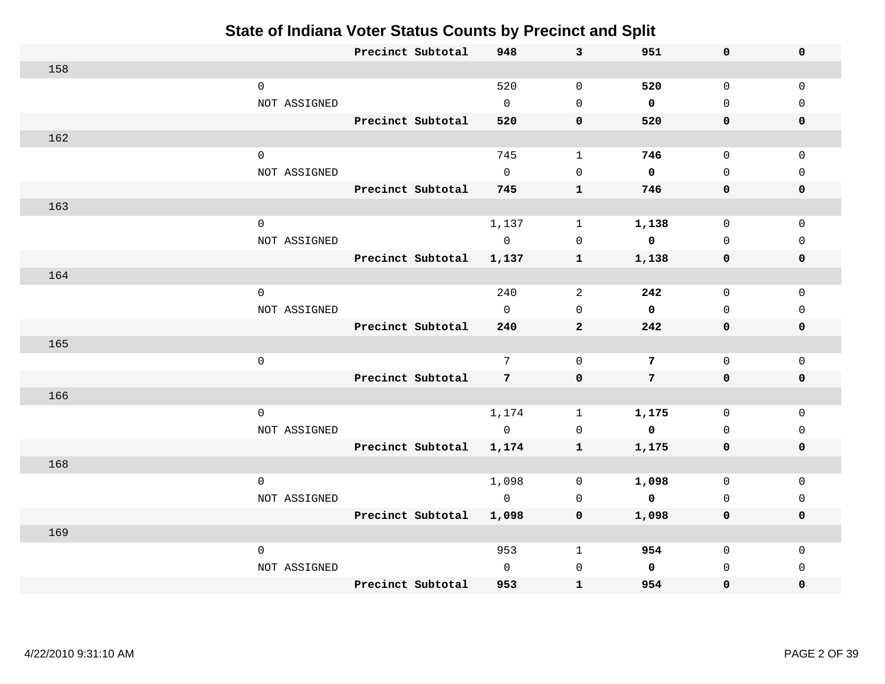# State of Indiana Voter Status Counts by Precinct and Split

| Precinct | Split | | | | | | |
|---|---|---|---|---|---|---|---|
| | | **Precinct Subtotal** | **948** | **3** | **951** | **0** | **0** |
| 158 | | | | | | | |
| | 0 | | 520 | 0 | **520** | 0 | 0 |
| | NOT ASSIGNED | | 0 | 0 | **0** | 0 | 0 |
| | | **Precinct Subtotal** | **520** | **0** | **520** | **0** | **0** |
| 162 | | | | | | | |
| | 0 | | 745 | 1 | **746** | 0 | 0 |
| | NOT ASSIGNED | | 0 | 0 | **0** | 0 | 0 |
| | | **Precinct Subtotal** | **745** | **1** | **746** | **0** | **0** |
| 163 | | | | | | | |
| | 0 | | 1,137 | 1 | **1,138** | 0 | 0 |
| | NOT ASSIGNED | | 0 | 0 | **0** | 0 | 0 |
| | | **Precinct Subtotal** | **1,137** | **1** | **1,138** | **0** | **0** |
| 164 | | | | | | | |
| | 0 | | 240 | 2 | **242** | 0 | 0 |
| | NOT ASSIGNED | | 0 | 0 | **0** | 0 | 0 |
| | | **Precinct Subtotal** | **240** | **2** | **242** | **0** | **0** |
| 165 | | | | | | | |
| | 0 | | 7 | 0 | **7** | 0 | 0 |
| | | **Precinct Subtotal** | **7** | **0** | **7** | **0** | **0** |
| 166 | | | | | | | |
| | 0 | | 1,174 | 1 | **1,175** | 0 | 0 |
| | NOT ASSIGNED | | 0 | 0 | **0** | 0 | 0 |
| | | **Precinct Subtotal** | **1,174** | **1** | **1,175** | **0** | **0** |
| 168 | | | | | | | |
| | 0 | | 1,098 | 0 | **1,098** | 0 | 0 |
| | NOT ASSIGNED | | 0 | 0 | **0** | 0 | 0 |
| | | **Precinct Subtotal** | **1,098** | **0** | **1,098** | **0** | **0** |
| 169 | | | | | | | |
| | 0 | | 953 | 1 | **954** | 0 | 0 |
| | NOT ASSIGNED | | 0 | 0 | **0** | 0 | 0 |
| | | **Precinct Subtotal** | **953** | **1** | **954** | **0** | **0** |

4/22/2010 9:31:10 AM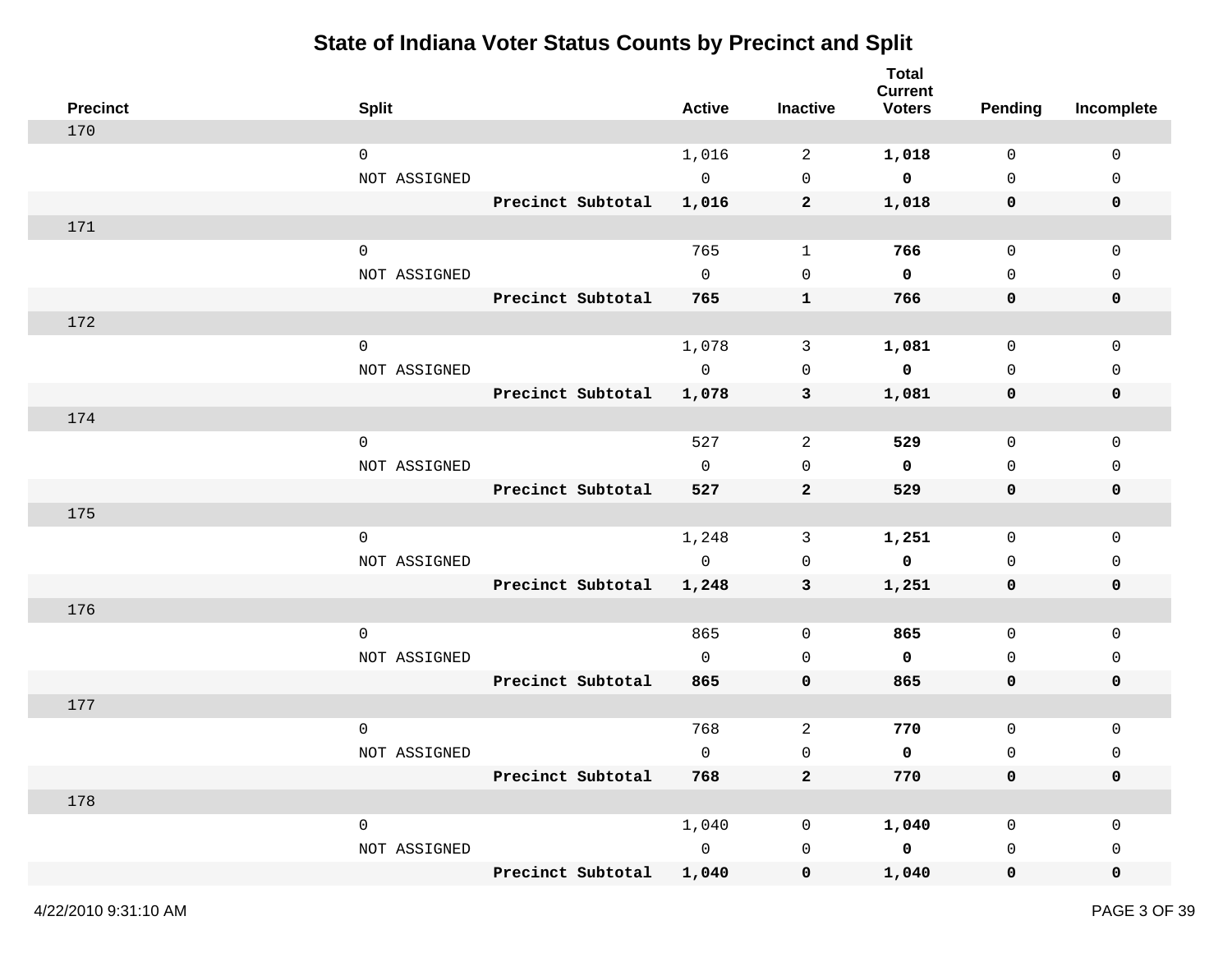# State of Indiana Voter Status Counts by Precinct and Split

| Precinct | Split | | Active | Inactive | Total Current Voters | Pending | Incomplete |
|---|---|---|---|---|---|---|---|
| 170 | | | | | | | |
| | 0 | | 1,016 | 2 | **1,018** | 0 | 0 |
| | NOT ASSIGNED | | 0 | 0 | **0** | 0 | 0 |
| | | **Precinct Subtotal** | **1,016** | **2** | **1,018** | **0** | **0** |
| 171 | | | | | | | |
| | 0 | | 765 | 1 | **766** | 0 | 0 |
| | NOT ASSIGNED | | 0 | 0 | **0** | 0 | 0 |
| | | **Precinct Subtotal** | **765** | **1** | **766** | **0** | **0** |
| 172 | | | | | | | |
| | 0 | | 1,078 | 3 | **1,081** | 0 | 0 |
| | NOT ASSIGNED | | 0 | 0 | **0** | 0 | 0 |
| | | **Precinct Subtotal** | **1,078** | **3** | **1,081** | **0** | **0** |
| 174 | | | | | | | |
| | 0 | | 527 | 2 | **529** | 0 | 0 |
| | NOT ASSIGNED | | 0 | 0 | **0** | 0 | 0 |
| | | **Precinct Subtotal** | **527** | **2** | **529** | **0** | **0** |
| 175 | | | | | | | |
| | 0 | | 1,248 | 3 | **1,251** | 0 | 0 |
| | NOT ASSIGNED | | 0 | 0 | **0** | 0 | 0 |
| | | **Precinct Subtotal** | **1,248** | **3** | **1,251** | **0** | **0** |
| 176 | | | | | | | |
| | 0 | | 865 | 0 | **865** | 0 | 0 |
| | NOT ASSIGNED | | 0 | 0 | **0** | 0 | 0 |
| | | **Precinct Subtotal** | **865** | **0** | **865** | **0** | **0** |
| 177 | | | | | | | |
| | 0 | | 768 | 2 | **770** | 0 | 0 |
| | NOT ASSIGNED | | 0 | 0 | **0** | 0 | 0 |
| | | **Precinct Subtotal** | **768** | **2** | **770** | **0** | **0** |
| 178 | | | | | | | |
| | 0 | | 1,040 | 0 | **1,040** | 0 | 0 |
| | NOT ASSIGNED | | 0 | 0 | **0** | 0 | 0 |
| | | **Precinct Subtotal** | **1,040** | **0** | **1,040** | **0** | **0** |

4/22/2010 9:31:10 AM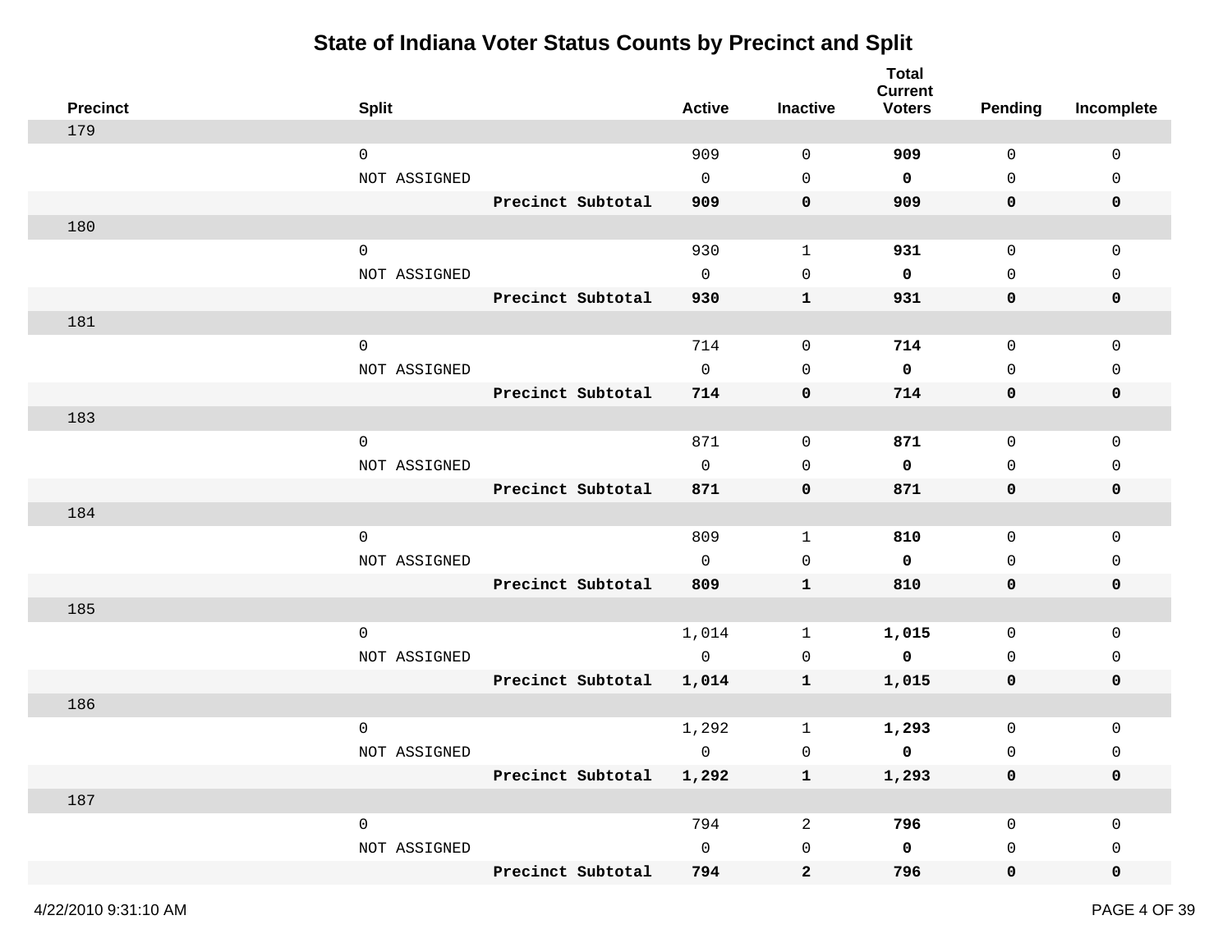# State of Indiana Voter Status Counts by Precinct and Split

| Precinct | Split | | Active | Inactive | Total Current Voters | Pending | Incomplete |
|---|---|---|---|---|---|---|---|
| 179 | | | | | | | |
| | 0 | | 909 | 0 | **909** | 0 | 0 |
| | NOT ASSIGNED | | 0 | 0 | **0** | 0 | 0 |
| | | **Precinct Subtotal** | **909** | **0** | **909** | **0** | **0** |
| 180 | | | | | | | |
| | 0 | | 930 | 1 | **931** | 0 | 0 |
| | NOT ASSIGNED | | 0 | 0 | **0** | 0 | 0 |
| | | **Precinct Subtotal** | **930** | **1** | **931** | **0** | **0** |
| 181 | | | | | | | |
| | 0 | | 714 | 0 | **714** | 0 | 0 |
| | NOT ASSIGNED | | 0 | 0 | **0** | 0 | 0 |
| | | **Precinct Subtotal** | **714** | **0** | **714** | **0** | **0** |
| 183 | | | | | | | |
| | 0 | | 871 | 0 | **871** | 0 | 0 |
| | NOT ASSIGNED | | 0 | 0 | **0** | 0 | 0 |
| | | **Precinct Subtotal** | **871** | **0** | **871** | **0** | **0** |
| 184 | | | | | | | |
| | 0 | | 809 | 1 | **810** | 0 | 0 |
| | NOT ASSIGNED | | 0 | 0 | **0** | 0 | 0 |
| | | **Precinct Subtotal** | **809** | **1** | **810** | **0** | **0** |
| 185 | | | | | | | |
| | 0 | | 1,014 | 1 | **1,015** | 0 | 0 |
| | NOT ASSIGNED | | 0 | 0 | **0** | 0 | 0 |
| | | **Precinct Subtotal** | **1,014** | **1** | **1,015** | **0** | **0** |
| 186 | | | | | | | |
| | 0 | | 1,292 | 1 | **1,293** | 0 | 0 |
| | NOT ASSIGNED | | 0 | 0 | **0** | 0 | 0 |
| | | **Precinct Subtotal** | **1,292** | **1** | **1,293** | **0** | **0** |
| 187 | | | | | | | |
| | 0 | | 794 | 2 | **796** | 0 | 0 |
| | NOT ASSIGNED | | 0 | 0 | **0** | 0 | 0 |
| | | **Precinct Subtotal** | **794** | **2** | **796** | **0** | **0** |

4/22/2010 9:31:10 AM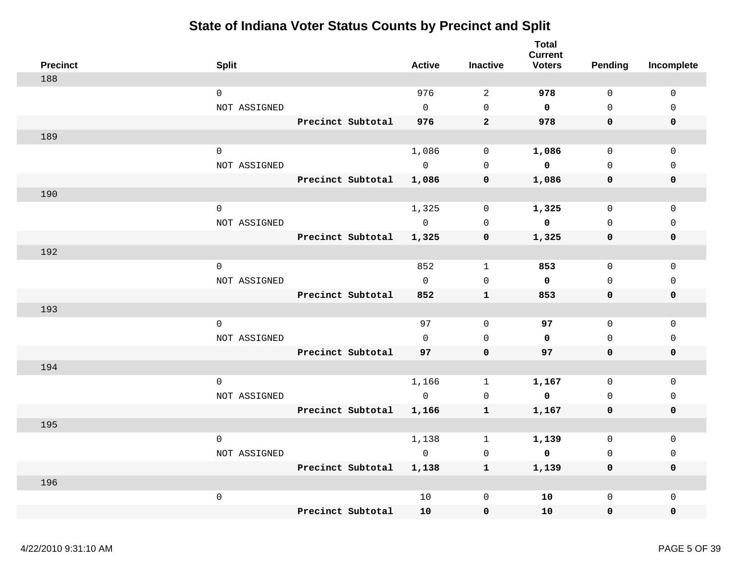# State of Indiana Voter Status Counts by Precinct and Split

| Precinct | Split | | Active | Inactive | Total Current Voters | Pending | Incomplete |
|---|---|---|---|---|---|---|---|
| 188 | | | | | | | |
| | 0 | | 976 | 2 | **978** | 0 | 0 |
| | NOT ASSIGNED | | 0 | 0 | **0** | 0 | 0 |
| | | **Precinct Subtotal** | **976** | **2** | **978** | **0** | **0** |
| 189 | | | | | | | |
| | 0 | | 1,086 | 0 | **1,086** | 0 | 0 |
| | NOT ASSIGNED | | 0 | 0 | **0** | 0 | 0 |
| | | **Precinct Subtotal** | **1,086** | **0** | **1,086** | **0** | **0** |
| 190 | | | | | | | |
| | 0 | | 1,325 | 0 | **1,325** | 0 | 0 |
| | NOT ASSIGNED | | 0 | 0 | **0** | 0 | 0 |
| | | **Precinct Subtotal** | **1,325** | **0** | **1,325** | **0** | **0** |
| 192 | | | | | | | |
| | 0 | | 852 | 1 | **853** | 0 | 0 |
| | NOT ASSIGNED | | 0 | 0 | **0** | 0 | 0 |
| | | **Precinct Subtotal** | **852** | **1** | **853** | **0** | **0** |
| 193 | | | | | | | |
| | 0 | | 97 | 0 | **97** | 0 | 0 |
| | NOT ASSIGNED | | 0 | 0 | **0** | 0 | 0 |
| | | **Precinct Subtotal** | **97** | **0** | **97** | **0** | **0** |
| 194 | | | | | | | |
| | 0 | | 1,166 | 1 | **1,167** | 0 | 0 |
| | NOT ASSIGNED | | 0 | 0 | **0** | 0 | 0 |
| | | **Precinct Subtotal** | **1,166** | **1** | **1,167** | **0** | **0** |
| 195 | | | | | | | |
| | 0 | | 1,138 | 1 | **1,139** | 0 | 0 |
| | NOT ASSIGNED | | 0 | 0 | **0** | 0 | 0 |
| | | **Precinct Subtotal** | **1,138** | **1** | **1,139** | **0** | **0** |
| 196 | | | | | | | |
| | 0 | | 10 | 0 | **10** | 0 | 0 |
| | | **Precinct Subtotal** | **10** | **0** | **10** | **0** | **0** |

4/22/2010 9:31:10 AM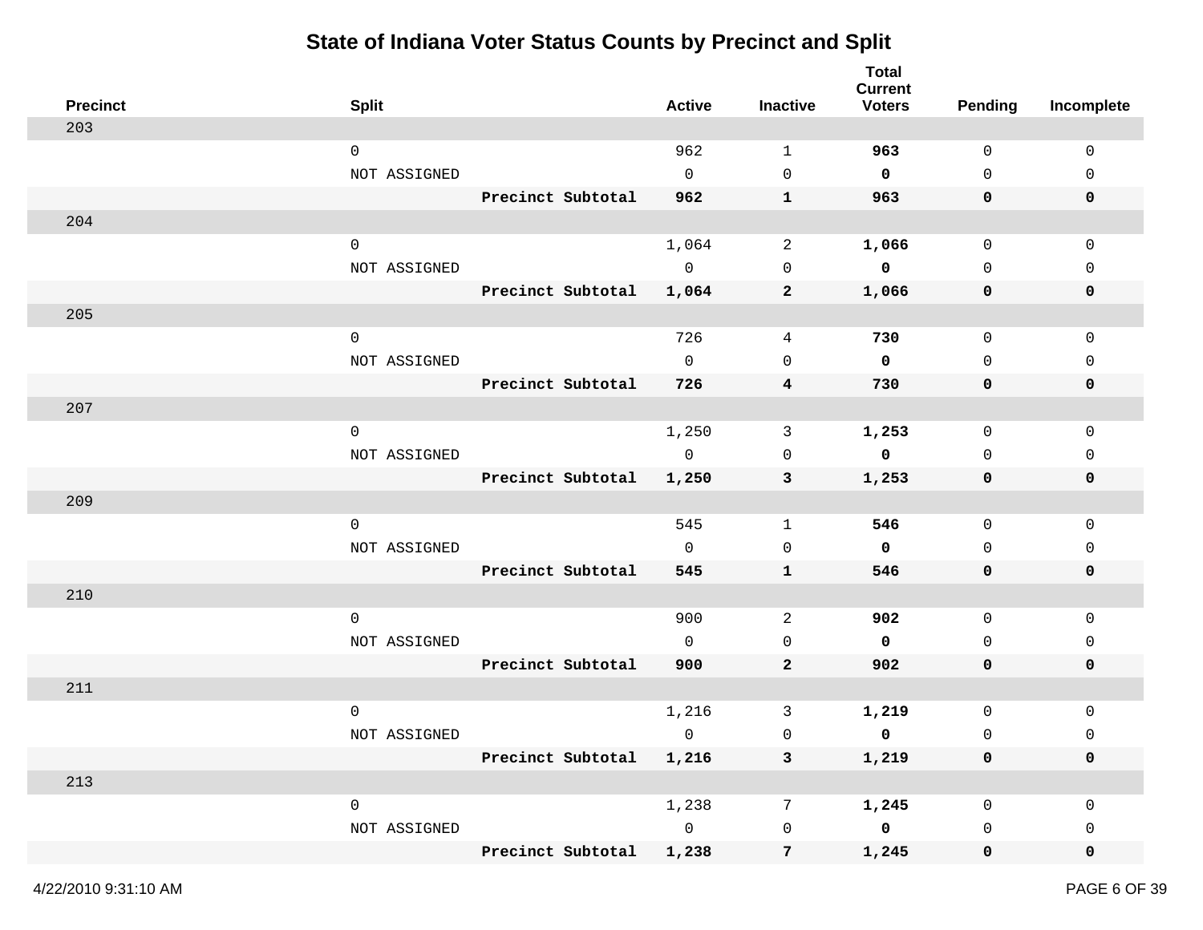# State of Indiana Voter Status Counts by Precinct and Split

| Precinct | Split | | Active | Inactive | Total Current Voters | Pending | Incomplete |
|---|---|---|---|---|---|---|---|
| 203 | | | | | | | |
| | 0 | | 962 | 1 | **963** | 0 | 0 |
| | NOT ASSIGNED | | 0 | 0 | **0** | 0 | 0 |
| | | **Precinct Subtotal** | **962** | **1** | **963** | **0** | **0** |
| 204 | | | | | | | |
| | 0 | | 1,064 | 2 | **1,066** | 0 | 0 |
| | NOT ASSIGNED | | 0 | 0 | **0** | 0 | 0 |
| | | **Precinct Subtotal** | **1,064** | **2** | **1,066** | **0** | **0** |
| 205 | | | | | | | |
| | 0 | | 726 | 4 | **730** | 0 | 0 |
| | NOT ASSIGNED | | 0 | 0 | **0** | 0 | 0 |
| | | **Precinct Subtotal** | **726** | **4** | **730** | **0** | **0** |
| 207 | | | | | | | |
| | 0 | | 1,250 | 3 | **1,253** | 0 | 0 |
| | NOT ASSIGNED | | 0 | 0 | **0** | 0 | 0 |
| | | **Precinct Subtotal** | **1,250** | **3** | **1,253** | **0** | **0** |
| 209 | | | | | | | |
| | 0 | | 545 | 1 | **546** | 0 | 0 |
| | NOT ASSIGNED | | 0 | 0 | **0** | 0 | 0 |
| | | **Precinct Subtotal** | **545** | **1** | **546** | **0** | **0** |
| 210 | | | | | | | |
| | 0 | | 900 | 2 | **902** | 0 | 0 |
| | NOT ASSIGNED | | 0 | 0 | **0** | 0 | 0 |
| | | **Precinct Subtotal** | **900** | **2** | **902** | **0** | **0** |
| 211 | | | | | | | |
| | 0 | | 1,216 | 3 | **1,219** | 0 | 0 |
| | NOT ASSIGNED | | 0 | 0 | **0** | 0 | 0 |
| | | **Precinct Subtotal** | **1,216** | **3** | **1,219** | **0** | **0** |
| 213 | | | | | | | |
| | 0 | | 1,238 | 7 | **1,245** | 0 | 0 |
| | NOT ASSIGNED | | 0 | 0 | **0** | 0 | 0 |
| | | **Precinct Subtotal** | **1,238** | **7** | **1,245** | **0** | **0** |

4/22/2010 9:31:10 AM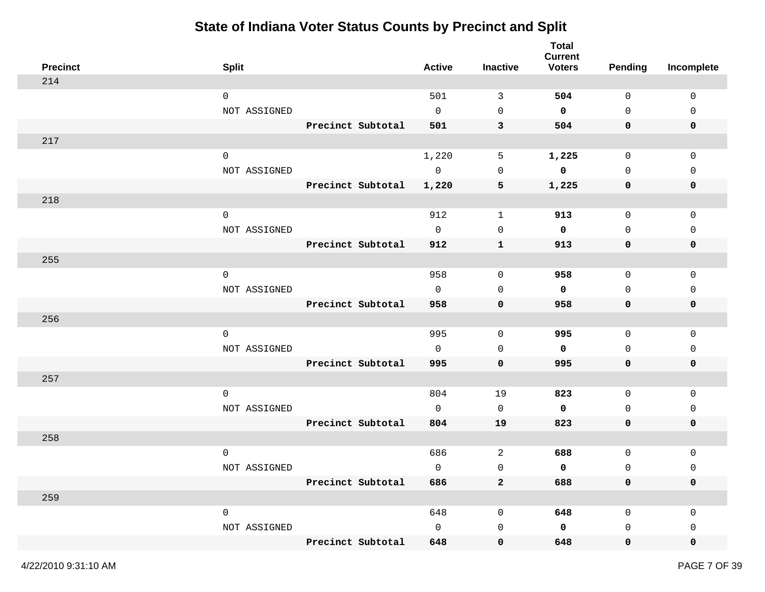# State of Indiana Voter Status Counts by Precinct and Split

| Precinct | Split | | Active | Inactive | Total Current Voters | Pending | Incomplete |
|---|---|---|---|---|---|---|---|
| 214 | | | | | | | |
| | 0 | | 501 | 3 | **504** | 0 | 0 |
| | NOT ASSIGNED | | 0 | 0 | **0** | 0 | 0 |
| | | **Precinct Subtotal** | **501** | **3** | **504** | **0** | **0** |
| 217 | | | | | | | |
| | 0 | | 1,220 | 5 | **1,225** | 0 | 0 |
| | NOT ASSIGNED | | 0 | 0 | **0** | 0 | 0 |
| | | **Precinct Subtotal** | **1,220** | **5** | **1,225** | **0** | **0** |
| 218 | | | | | | | |
| | 0 | | 912 | 1 | **913** | 0 | 0 |
| | NOT ASSIGNED | | 0 | 0 | **0** | 0 | 0 |
| | | **Precinct Subtotal** | **912** | **1** | **913** | **0** | **0** |
| 255 | | | | | | | |
| | 0 | | 958 | 0 | **958** | 0 | 0 |
| | NOT ASSIGNED | | 0 | 0 | **0** | 0 | 0 |
| | | **Precinct Subtotal** | **958** | **0** | **958** | **0** | **0** |
| 256 | | | | | | | |
| | 0 | | 995 | 0 | **995** | 0 | 0 |
| | NOT ASSIGNED | | 0 | 0 | **0** | 0 | 0 |
| | | **Precinct Subtotal** | **995** | **0** | **995** | **0** | **0** |
| 257 | | | | | | | |
| | 0 | | 804 | 19 | **823** | 0 | 0 |
| | NOT ASSIGNED | | 0 | 0 | **0** | 0 | 0 |
| | | **Precinct Subtotal** | **804** | **19** | **823** | **0** | **0** |
| 258 | | | | | | | |
| | 0 | | 686 | 2 | **688** | 0 | 0 |
| | NOT ASSIGNED | | 0 | 0 | **0** | 0 | 0 |
| | | **Precinct Subtotal** | **686** | **2** | **688** | **0** | **0** |
| 259 | | | | | | | |
| | 0 | | 648 | 0 | **648** | 0 | 0 |
| | NOT ASSIGNED | | 0 | 0 | **0** | 0 | 0 |
| | | **Precinct Subtotal** | **648** | **0** | **648** | **0** | **0** |

4/22/2010 9:31:10 AM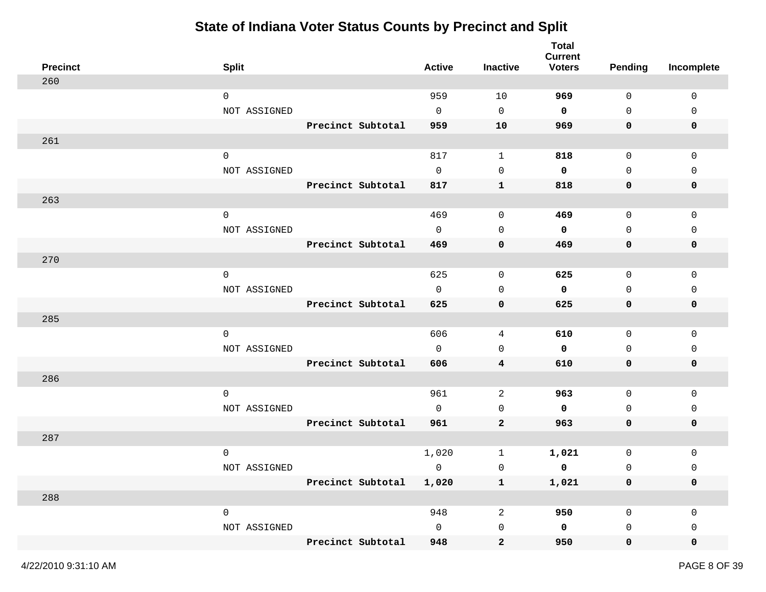# State of Indiana Voter Status Counts by Precinct and Split

| Precinct | Split | | Active | Inactive | Total Current Voters | Pending | Incomplete |
|---|---|---|---|---|---|---|---|
| 260 | | | | | | | |
| | 0 | | 959 | 10 | **969** | 0 | 0 |
| | NOT ASSIGNED | | 0 | 0 | **0** | 0 | 0 |
| | | **Precinct Subtotal** | **959** | **10** | **969** | **0** | **0** |
| 261 | | | | | | | |
| | 0 | | 817 | 1 | **818** | 0 | 0 |
| | NOT ASSIGNED | | 0 | 0 | **0** | 0 | 0 |
| | | **Precinct Subtotal** | **817** | **1** | **818** | **0** | **0** |
| 263 | | | | | | | |
| | 0 | | 469 | 0 | **469** | 0 | 0 |
| | NOT ASSIGNED | | 0 | 0 | **0** | 0 | 0 |
| | | **Precinct Subtotal** | **469** | **0** | **469** | **0** | **0** |
| 270 | | | | | | | |
| | 0 | | 625 | 0 | **625** | 0 | 0 |
| | NOT ASSIGNED | | 0 | 0 | **0** | 0 | 0 |
| | | **Precinct Subtotal** | **625** | **0** | **625** | **0** | **0** |
| 285 | | | | | | | |
| | 0 | | 606 | 4 | **610** | 0 | 0 |
| | NOT ASSIGNED | | 0 | 0 | **0** | 0 | 0 |
| | | **Precinct Subtotal** | **606** | **4** | **610** | **0** | **0** |
| 286 | | | | | | | |
| | 0 | | 961 | 2 | **963** | 0 | 0 |
| | NOT ASSIGNED | | 0 | 0 | **0** | 0 | 0 |
| | | **Precinct Subtotal** | **961** | **2** | **963** | **0** | **0** |
| 287 | | | | | | | |
| | 0 | | 1,020 | 1 | **1,021** | 0 | 0 |
| | NOT ASSIGNED | | 0 | 0 | **0** | 0 | 0 |
| | | **Precinct Subtotal** | **1,020** | **1** | **1,021** | **0** | **0** |
| 288 | | | | | | | |
| | 0 | | 948 | 2 | **950** | 0 | 0 |
| | NOT ASSIGNED | | 0 | 0 | **0** | 0 | 0 |
| | | **Precinct Subtotal** | **948** | **2** | **950** | **0** | **0** |

4/22/2010 9:31:10 AM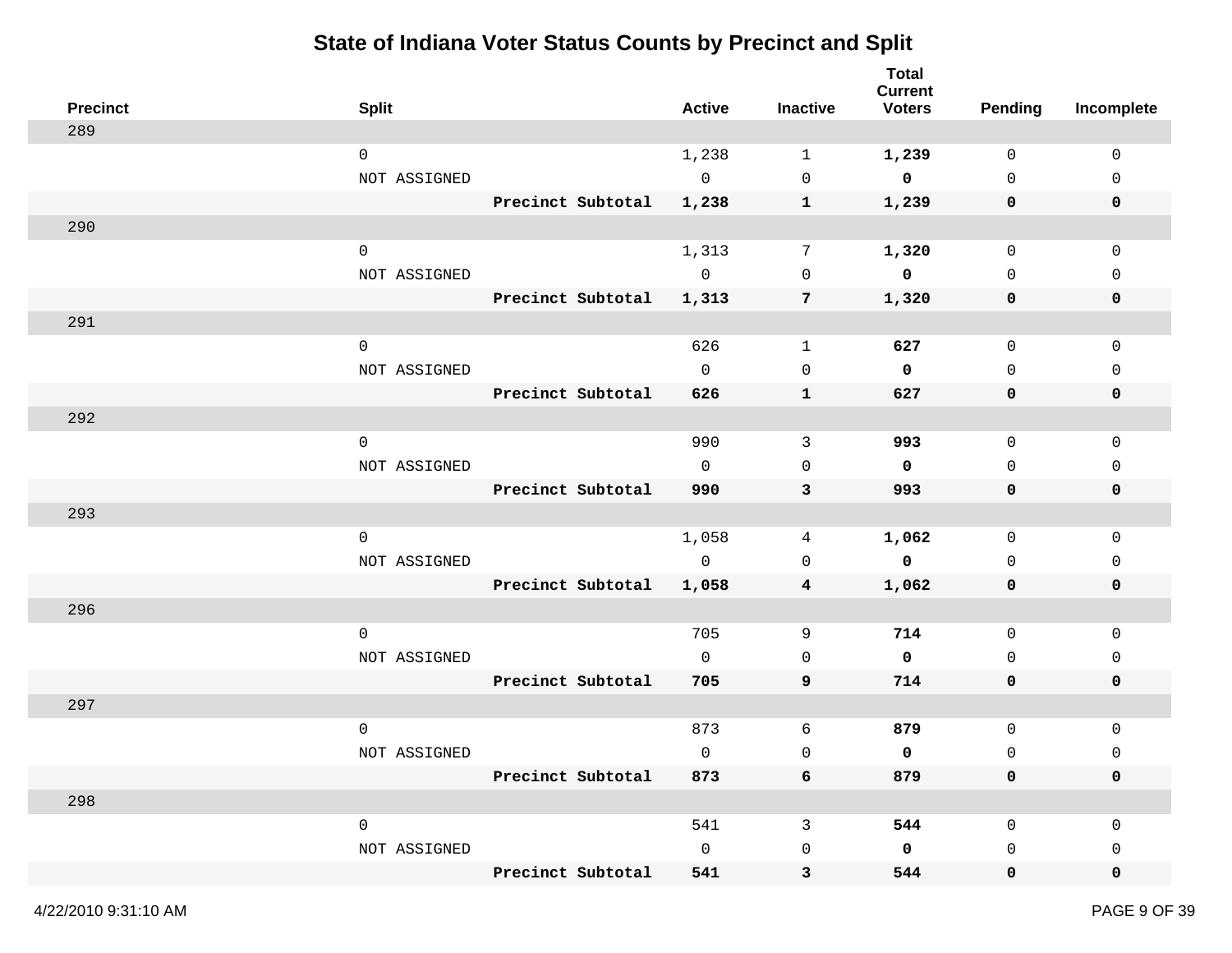# State of Indiana Voter Status Counts by Precinct and Split

| Precinct | Split | | Active | Inactive | Total Current Voters | Pending | Incomplete |
|---|---|---|---|---|---|---|---|
| 289 | | | | | | | |
| | 0 | | 1,238 | 1 | **1,239** | 0 | 0 |
| | NOT ASSIGNED | | 0 | 0 | **0** | 0 | 0 |
| | | **Precinct Subtotal** | **1,238** | **1** | **1,239** | **0** | **0** |
| 290 | | | | | | | |
| | 0 | | 1,313 | 7 | **1,320** | 0 | 0 |
| | NOT ASSIGNED | | 0 | 0 | **0** | 0 | 0 |
| | | **Precinct Subtotal** | **1,313** | **7** | **1,320** | **0** | **0** |
| 291 | | | | | | | |
| | 0 | | 626 | 1 | **627** | 0 | 0 |
| | NOT ASSIGNED | | 0 | 0 | **0** | 0 | 0 |
| | | **Precinct Subtotal** | **626** | **1** | **627** | **0** | **0** |
| 292 | | | | | | | |
| | 0 | | 990 | 3 | **993** | 0 | 0 |
| | NOT ASSIGNED | | 0 | 0 | **0** | 0 | 0 |
| | | **Precinct Subtotal** | **990** | **3** | **993** | **0** | **0** |
| 293 | | | | | | | |
| | 0 | | 1,058 | 4 | **1,062** | 0 | 0 |
| | NOT ASSIGNED | | 0 | 0 | **0** | 0 | 0 |
| | | **Precinct Subtotal** | **1,058** | **4** | **1,062** | **0** | **0** |
| 296 | | | | | | | |
| | 0 | | 705 | 9 | **714** | 0 | 0 |
| | NOT ASSIGNED | | 0 | 0 | **0** | 0 | 0 |
| | | **Precinct Subtotal** | **705** | **9** | **714** | **0** | **0** |
| 297 | | | | | | | |
| | 0 | | 873 | 6 | **879** | 0 | 0 |
| | NOT ASSIGNED | | 0 | 0 | **0** | 0 | 0 |
| | | **Precinct Subtotal** | **873** | **6** | **879** | **0** | **0** |
| 298 | | | | | | | |
| | 0 | | 541 | 3 | **544** | 0 | 0 |
| | NOT ASSIGNED | | 0 | 0 | **0** | 0 | 0 |
| | | **Precinct Subtotal** | **541** | **3** | **544** | **0** | **0** |

4/22/2010 9:31:10 AM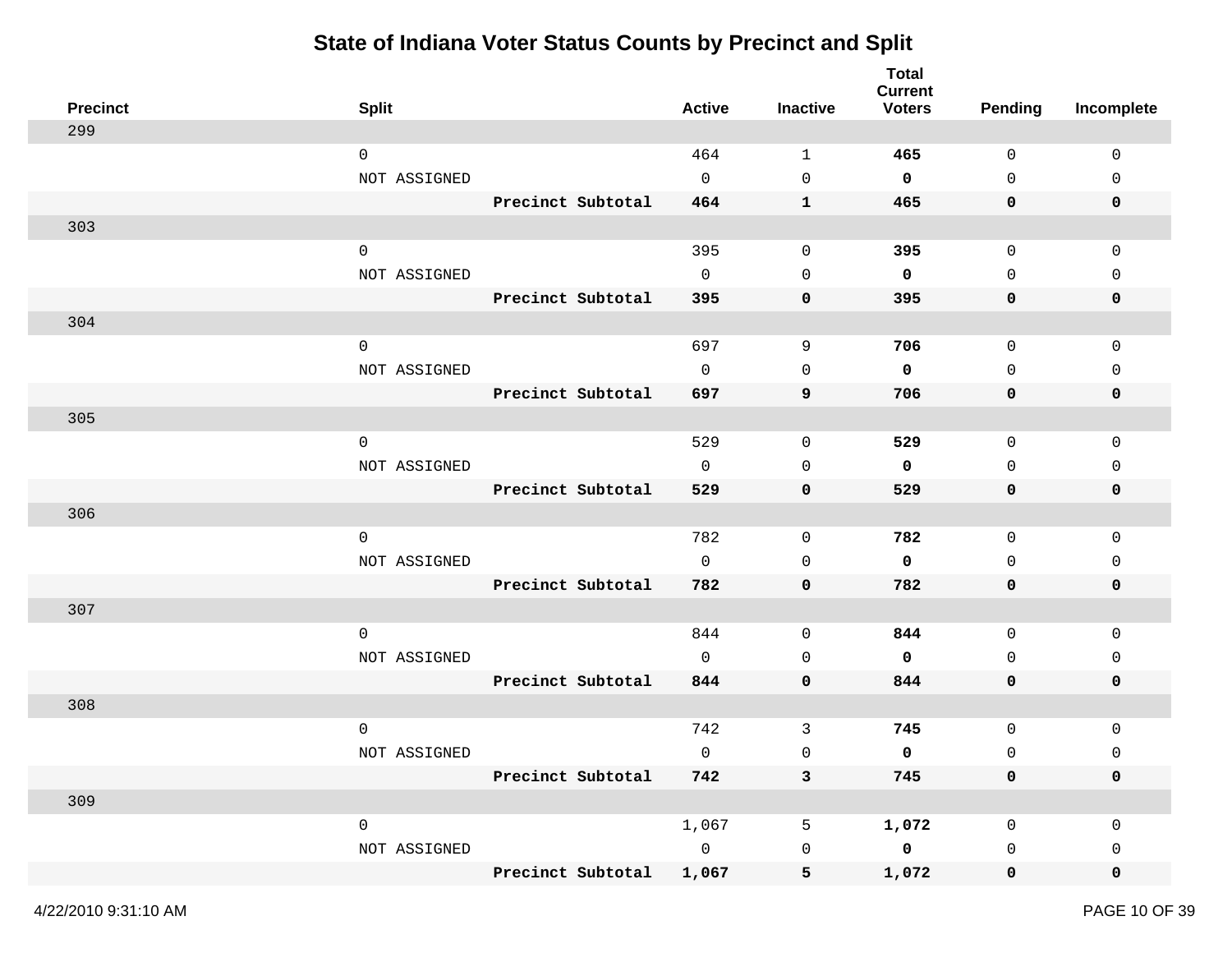# State of Indiana Voter Status Counts by Precinct and Split

| Precinct | Split | | Active | Inactive | Total Current Voters | Pending | Incomplete |
|---|---|---|---|---|---|---|---|
| 299 | | | | | | | |
| | 0 | | 464 | 1 | **465** | 0 | 0 |
| | NOT ASSIGNED | | 0 | 0 | **0** | 0 | 0 |
| | | **Precinct Subtotal** | **464** | **1** | **465** | **0** | **0** |
| 303 | | | | | | | |
| | 0 | | 395 | 0 | **395** | 0 | 0 |
| | NOT ASSIGNED | | 0 | 0 | **0** | 0 | 0 |
| | | **Precinct Subtotal** | **395** | **0** | **395** | **0** | **0** |
| 304 | | | | | | | |
| | 0 | | 697 | 9 | **706** | 0 | 0 |
| | NOT ASSIGNED | | 0 | 0 | **0** | 0 | 0 |
| | | **Precinct Subtotal** | **697** | **9** | **706** | **0** | **0** |
| 305 | | | | | | | |
| | 0 | | 529 | 0 | **529** | 0 | 0 |
| | NOT ASSIGNED | | 0 | 0 | **0** | 0 | 0 |
| | | **Precinct Subtotal** | **529** | **0** | **529** | **0** | **0** |
| 306 | | | | | | | |
| | 0 | | 782 | 0 | **782** | 0 | 0 |
| | NOT ASSIGNED | | 0 | 0 | **0** | 0 | 0 |
| | | **Precinct Subtotal** | **782** | **0** | **782** | **0** | **0** |
| 307 | | | | | | | |
| | 0 | | 844 | 0 | **844** | 0 | 0 |
| | NOT ASSIGNED | | 0 | 0 | **0** | 0 | 0 |
| | | **Precinct Subtotal** | **844** | **0** | **844** | **0** | **0** |
| 308 | | | | | | | |
| | 0 | | 742 | 3 | **745** | 0 | 0 |
| | NOT ASSIGNED | | 0 | 0 | **0** | 0 | 0 |
| | | **Precinct Subtotal** | **742** | **3** | **745** | **0** | **0** |
| 309 | | | | | | | |
| | 0 | | 1,067 | 5 | **1,072** | 0 | 0 |
| | NOT ASSIGNED | | 0 | 0 | **0** | 0 | 0 |
| | | **Precinct Subtotal** | **1,067** | **5** | **1,072** | **0** | **0** |

4/22/2010 9:31:10 AM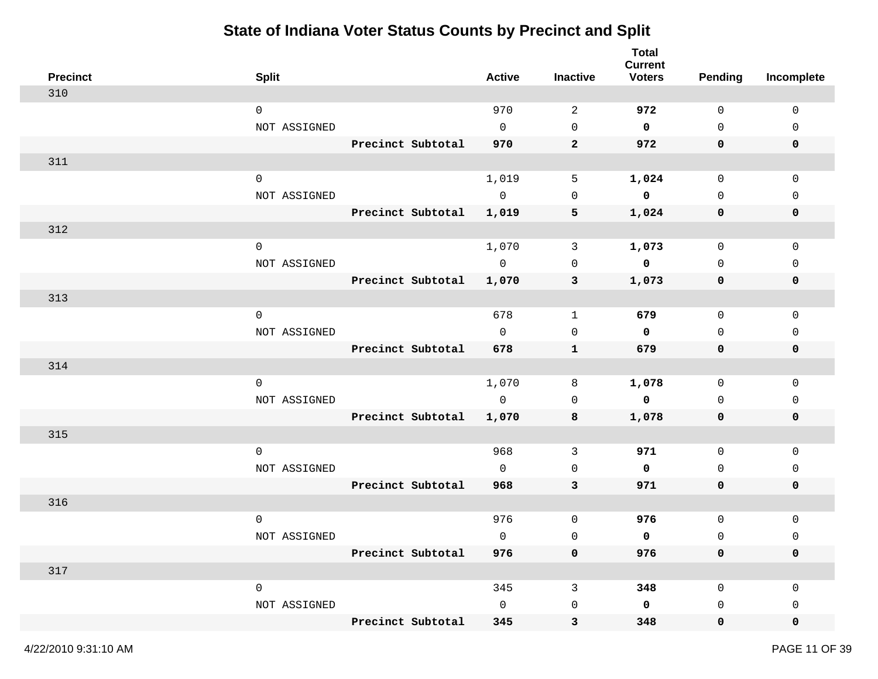# State of Indiana Voter Status Counts by Precinct and Split

| Precinct | Split | | Active | Inactive | Total Current Voters | Pending | Incomplete |
|---|---|---|---|---|---|---|---|
| 310 | | | | | | | |
| | 0 | | 970 | 2 | **972** | 0 | 0 |
| | NOT ASSIGNED | | 0 | 0 | **0** | 0 | 0 |
| | | **Precinct Subtotal** | **970** | **2** | **972** | **0** | **0** |
| 311 | | | | | | | |
| | 0 | | 1,019 | 5 | **1,024** | 0 | 0 |
| | NOT ASSIGNED | | 0 | 0 | **0** | 0 | 0 |
| | | **Precinct Subtotal** | **1,019** | **5** | **1,024** | **0** | **0** |
| 312 | | | | | | | |
| | 0 | | 1,070 | 3 | **1,073** | 0 | 0 |
| | NOT ASSIGNED | | 0 | 0 | **0** | 0 | 0 |
| | | **Precinct Subtotal** | **1,070** | **3** | **1,073** | **0** | **0** |
| 313 | | | | | | | |
| | 0 | | 678 | 1 | **679** | 0 | 0 |
| | NOT ASSIGNED | | 0 | 0 | **0** | 0 | 0 |
| | | **Precinct Subtotal** | **678** | **1** | **679** | **0** | **0** |
| 314 | | | | | | | |
| | 0 | | 1,070 | 8 | **1,078** | 0 | 0 |
| | NOT ASSIGNED | | 0 | 0 | **0** | 0 | 0 |
| | | **Precinct Subtotal** | **1,070** | **8** | **1,078** | **0** | **0** |
| 315 | | | | | | | |
| | 0 | | 968 | 3 | **971** | 0 | 0 |
| | NOT ASSIGNED | | 0 | 0 | **0** | 0 | 0 |
| | | **Precinct Subtotal** | **968** | **3** | **971** | **0** | **0** |
| 316 | | | | | | | |
| | 0 | | 976 | 0 | **976** | 0 | 0 |
| | NOT ASSIGNED | | 0 | 0 | **0** | 0 | 0 |
| | | **Precinct Subtotal** | **976** | **0** | **976** | **0** | **0** |
| 317 | | | | | | | |
| | 0 | | 345 | 3 | **348** | 0 | 0 |
| | NOT ASSIGNED | | 0 | 0 | **0** | 0 | 0 |
| | | **Precinct Subtotal** | **345** | **3** | **348** | **0** | **0** |

4/22/2010 9:31:10 AM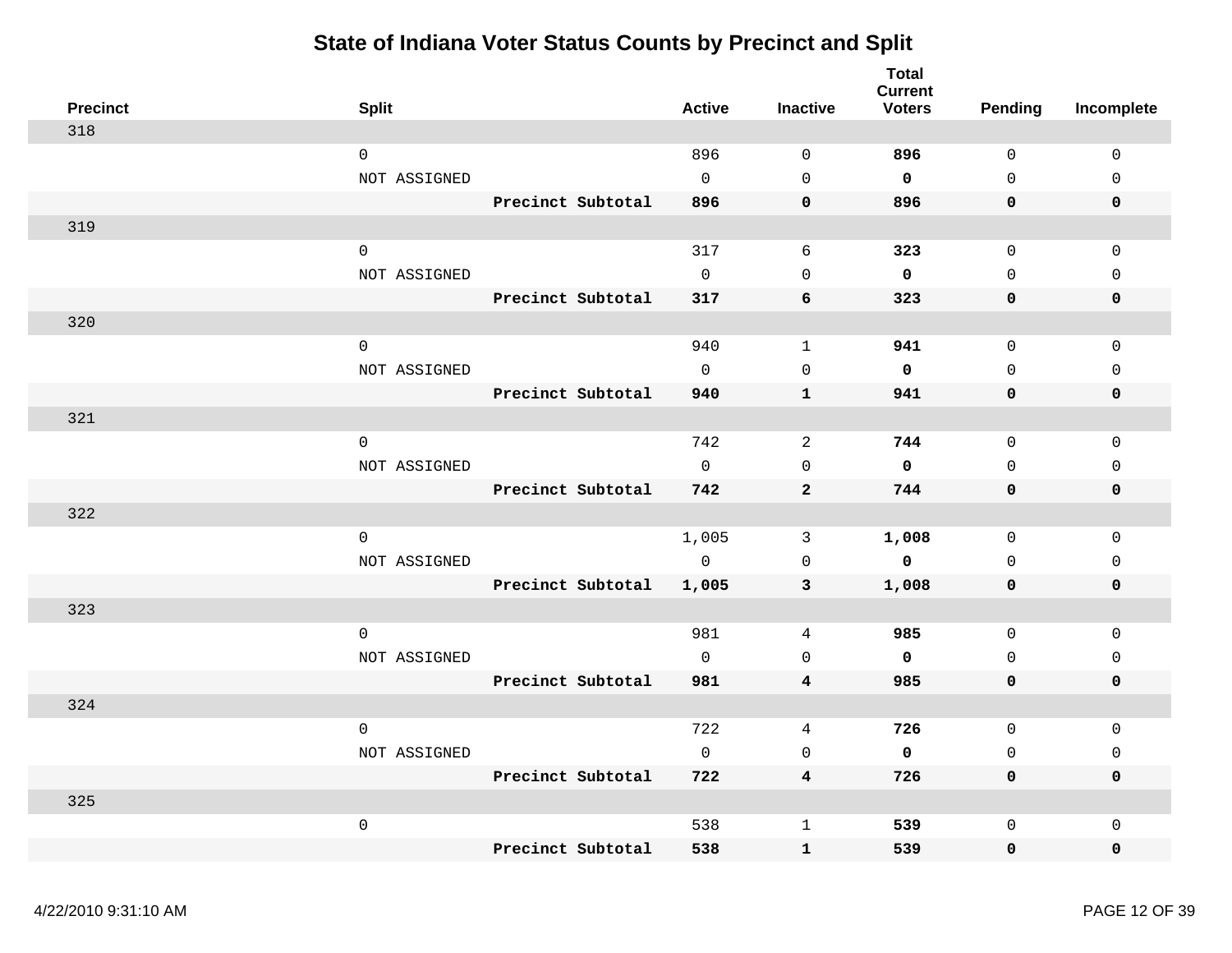# State of Indiana Voter Status Counts by Precinct and Split

| Precinct | Split | | Active | Inactive | Total Current Voters | Pending | Incomplete |
|---|---|---|---|---|---|---|---|
| 318 | | | | | | | |
| | 0 | | 896 | 0 | **896** | 0 | 0 |
| | NOT ASSIGNED | | 0 | 0 | **0** | 0 | 0 |
| | | **Precinct Subtotal** | **896** | **0** | **896** | **0** | **0** |
| 319 | | | | | | | |
| | 0 | | 317 | 6 | **323** | 0 | 0 |
| | NOT ASSIGNED | | 0 | 0 | **0** | 0 | 0 |
| | | **Precinct Subtotal** | **317** | **6** | **323** | **0** | **0** |
| 320 | | | | | | | |
| | 0 | | 940 | 1 | **941** | 0 | 0 |
| | NOT ASSIGNED | | 0 | 0 | **0** | 0 | 0 |
| | | **Precinct Subtotal** | **940** | **1** | **941** | **0** | **0** |
| 321 | | | | | | | |
| | 0 | | 742 | 2 | **744** | 0 | 0 |
| | NOT ASSIGNED | | 0 | 0 | **0** | 0 | 0 |
| | | **Precinct Subtotal** | **742** | **2** | **744** | **0** | **0** |
| 322 | | | | | | | |
| | 0 | | 1,005 | 3 | **1,008** | 0 | 0 |
| | NOT ASSIGNED | | 0 | 0 | **0** | 0 | 0 |
| | | **Precinct Subtotal** | **1,005** | **3** | **1,008** | **0** | **0** |
| 323 | | | | | | | |
| | 0 | | 981 | 4 | **985** | 0 | 0 |
| | NOT ASSIGNED | | 0 | 0 | **0** | 0 | 0 |
| | | **Precinct Subtotal** | **981** | **4** | **985** | **0** | **0** |
| 324 | | | | | | | |
| | 0 | | 722 | 4 | **726** | 0 | 0 |
| | NOT ASSIGNED | | 0 | 0 | **0** | 0 | 0 |
| | | **Precinct Subtotal** | **722** | **4** | **726** | **0** | **0** |
| 325 | | | | | | | |
| | 0 | | 538 | 1 | **539** | 0 | 0 |
| | | **Precinct Subtotal** | **538** | **1** | **539** | **0** | **0** |

4/22/2010 9:31:10 AM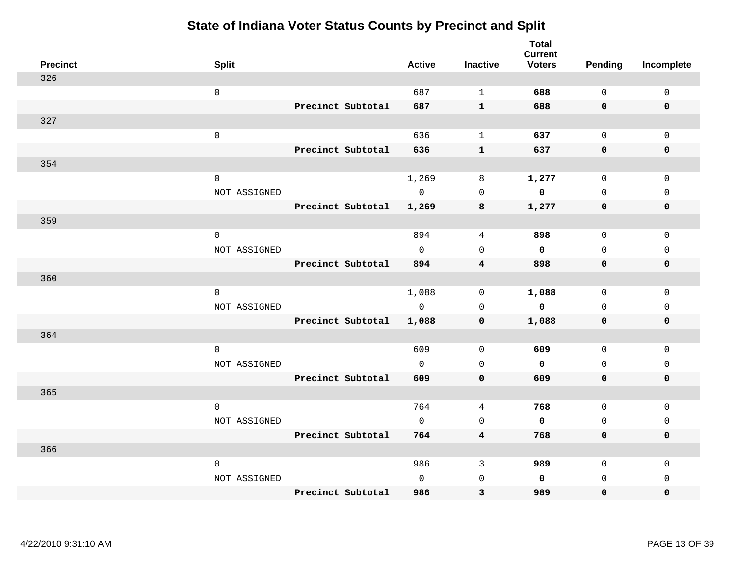# State of Indiana Voter Status Counts by Precinct and Split

| Precinct | Split | | Active | Inactive | Total Current Voters | Pending | Incomplete |
|---|---|---|---|---|---|---|---|
| 326 | | | | | | | |
| | 0 | | 687 | 1 | **688** | 0 | 0 |
| | | **Precinct Subtotal** | **687** | **1** | **688** | **0** | **0** |
| 327 | | | | | | | |
| | 0 | | 636 | 1 | **637** | 0 | 0 |
| | | **Precinct Subtotal** | **636** | **1** | **637** | **0** | **0** |
| 354 | | | | | | | |
| | 0 | | 1,269 | 8 | **1,277** | 0 | 0 |
| | NOT ASSIGNED | | 0 | 0 | **0** | 0 | 0 |
| | | **Precinct Subtotal** | **1,269** | **8** | **1,277** | **0** | **0** |
| 359 | | | | | | | |
| | 0 | | 894 | 4 | **898** | 0 | 0 |
| | NOT ASSIGNED | | 0 | 0 | **0** | 0 | 0 |
| | | **Precinct Subtotal** | **894** | **4** | **898** | **0** | **0** |
| 360 | | | | | | | |
| | 0 | | 1,088 | 0 | **1,088** | 0 | 0 |
| | NOT ASSIGNED | | 0 | 0 | **0** | 0 | 0 |
| | | **Precinct Subtotal** | **1,088** | **0** | **1,088** | **0** | **0** |
| 364 | | | | | | | |
| | 0 | | 609 | 0 | **609** | 0 | 0 |
| | NOT ASSIGNED | | 0 | 0 | **0** | 0 | 0 |
| | | **Precinct Subtotal** | **609** | **0** | **609** | **0** | **0** |
| 365 | | | | | | | |
| | 0 | | 764 | 4 | **768** | 0 | 0 |
| | NOT ASSIGNED | | 0 | 0 | **0** | 0 | 0 |
| | | **Precinct Subtotal** | **764** | **4** | **768** | **0** | **0** |
| 366 | | | | | | | |
| | 0 | | 986 | 3 | **989** | 0 | 0 |
| | NOT ASSIGNED | | 0 | 0 | **0** | 0 | 0 |
| | | **Precinct Subtotal** | **986** | **3** | **989** | **0** | **0** |

4/22/2010 9:31:10 AM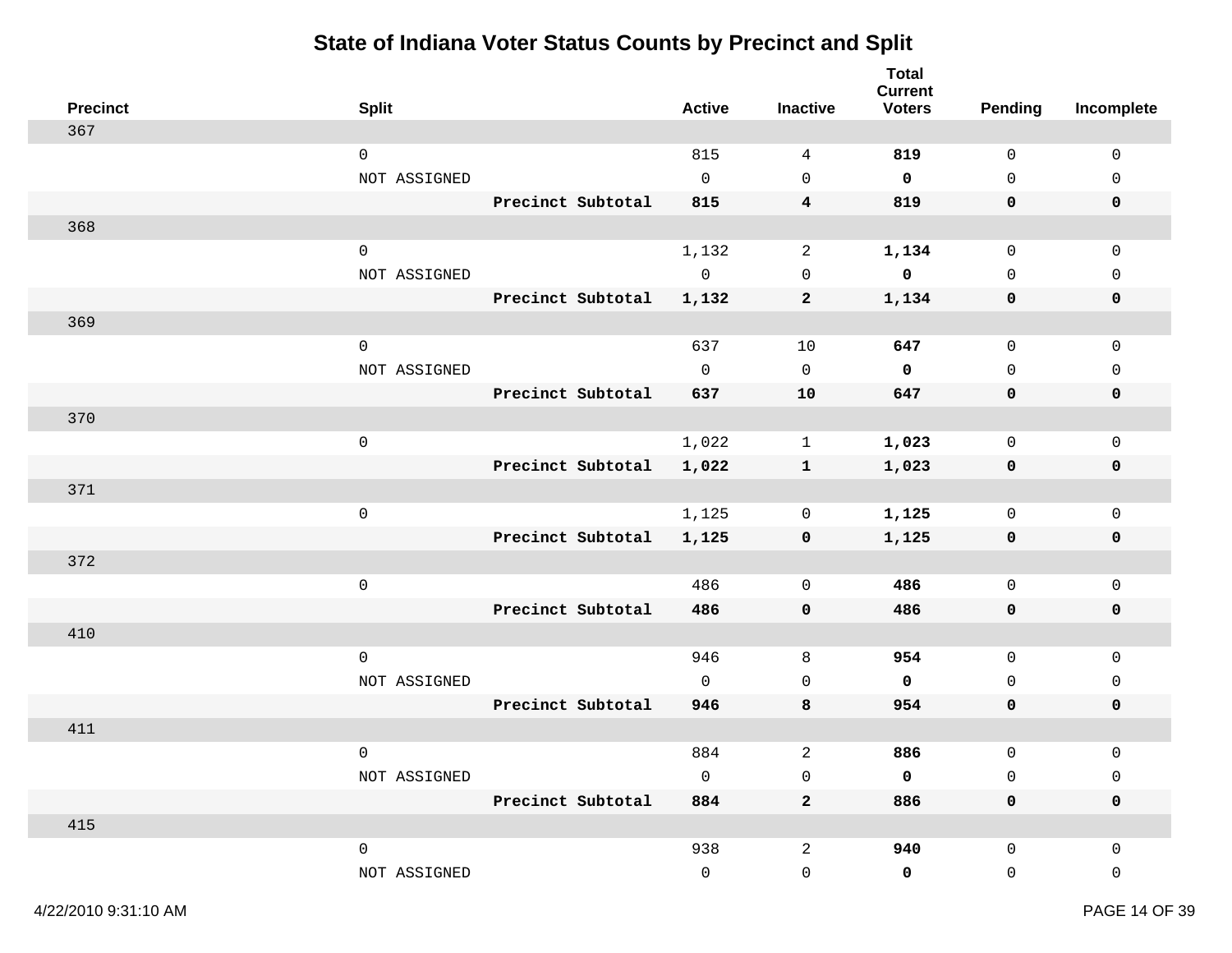# State of Indiana Voter Status Counts by Precinct and Split

| Precinct | Split | | Active | Inactive | Total Current Voters | Pending | Incomplete |
|---|---|---|---|---|---|---|---|
| 367 | | | | | | | |
| | 0 | | 815 | 4 | **819** | 0 | 0 |
| | NOT ASSIGNED | | 0 | 0 | **0** | 0 | 0 |
| | | **Precinct Subtotal** | **815** | **4** | **819** | **0** | **0** |
| 368 | | | | | | | |
| | 0 | | 1,132 | 2 | **1,134** | 0 | 0 |
| | NOT ASSIGNED | | 0 | 0 | **0** | 0 | 0 |
| | | **Precinct Subtotal** | **1,132** | **2** | **1,134** | **0** | **0** |
| 369 | | | | | | | |
| | 0 | | 637 | 10 | **647** | 0 | 0 |
| | NOT ASSIGNED | | 0 | 0 | **0** | 0 | 0 |
| | | **Precinct Subtotal** | **637** | **10** | **647** | **0** | **0** |
| 370 | | | | | | | |
| | 0 | | 1,022 | 1 | **1,023** | 0 | 0 |
| | | **Precinct Subtotal** | **1,022** | **1** | **1,023** | **0** | **0** |
| 371 | | | | | | | |
| | 0 | | 1,125 | 0 | **1,125** | 0 | 0 |
| | | **Precinct Subtotal** | **1,125** | **0** | **1,125** | **0** | **0** |
| 372 | | | | | | | |
| | 0 | | 486 | 0 | **486** | 0 | 0 |
| | | **Precinct Subtotal** | **486** | **0** | **486** | **0** | **0** |
| 410 | | | | | | | |
| | 0 | | 946 | 8 | **954** | 0 | 0 |
| | NOT ASSIGNED | | 0 | 0 | **0** | 0 | 0 |
| | | **Precinct Subtotal** | **946** | **8** | **954** | **0** | **0** |
| 411 | | | | | | | |
| | 0 | | 884 | 2 | **886** | 0 | 0 |
| | NOT ASSIGNED | | 0 | 0 | **0** | 0 | 0 |
| | | **Precinct Subtotal** | **884** | **2** | **886** | **0** | **0** |
| 415 | | | | | | | |
| | 0 | | 938 | 2 | **940** | 0 | 0 |
| | NOT ASSIGNED | | 0 | 0 | **0** | 0 | 0 |

4/22/2010 9:31:10 AM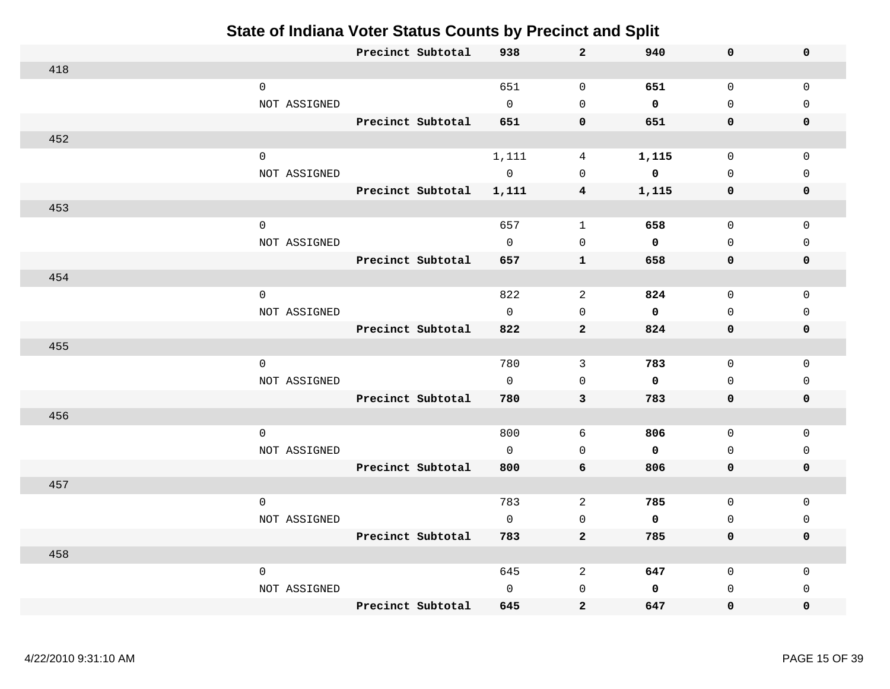# State of Indiana Voter Status Counts by Precinct and Split

| Precinct | Split | | | | | | |
|---|---|---|---|---|---|---|---|
| | | **Precinct Subtotal** | **938** | **2** | **940** | **0** | **0** |
| 418 | | | | | | | |
| | 0 | | 651 | 0 | **651** | 0 | 0 |
| | NOT ASSIGNED | | 0 | 0 | **0** | 0 | 0 |
| | | **Precinct Subtotal** | **651** | **0** | **651** | **0** | **0** |
| 452 | | | | | | | |
| | 0 | | 1,111 | 4 | **1,115** | 0 | 0 |
| | NOT ASSIGNED | | 0 | 0 | **0** | 0 | 0 |
| | | **Precinct Subtotal** | **1,111** | **4** | **1,115** | **0** | **0** |
| 453 | | | | | | | |
| | 0 | | 657 | 1 | **658** | 0 | 0 |
| | NOT ASSIGNED | | 0 | 0 | **0** | 0 | 0 |
| | | **Precinct Subtotal** | **657** | **1** | **658** | **0** | **0** |
| 454 | | | | | | | |
| | 0 | | 822 | 2 | **824** | 0 | 0 |
| | NOT ASSIGNED | | 0 | 0 | **0** | 0 | 0 |
| | | **Precinct Subtotal** | **822** | **2** | **824** | **0** | **0** |
| 455 | | | | | | | |
| | 0 | | 780 | 3 | **783** | 0 | 0 |
| | NOT ASSIGNED | | 0 | 0 | **0** | 0 | 0 |
| | | **Precinct Subtotal** | **780** | **3** | **783** | **0** | **0** |
| 456 | | | | | | | |
| | 0 | | 800 | 6 | **806** | 0 | 0 |
| | NOT ASSIGNED | | 0 | 0 | **0** | 0 | 0 |
| | | **Precinct Subtotal** | **800** | **6** | **806** | **0** | **0** |
| 457 | | | | | | | |
| | 0 | | 783 | 2 | **785** | 0 | 0 |
| | NOT ASSIGNED | | 0 | 0 | **0** | 0 | 0 |
| | | **Precinct Subtotal** | **783** | **2** | **785** | **0** | **0** |
| 458 | | | | | | | |
| | 0 | | 645 | 2 | **647** | 0 | 0 |
| | NOT ASSIGNED | | 0 | 0 | **0** | 0 | 0 |
| | | **Precinct Subtotal** | **645** | **2** | **647** | **0** | **0** |

4/22/2010 9:31:10 AM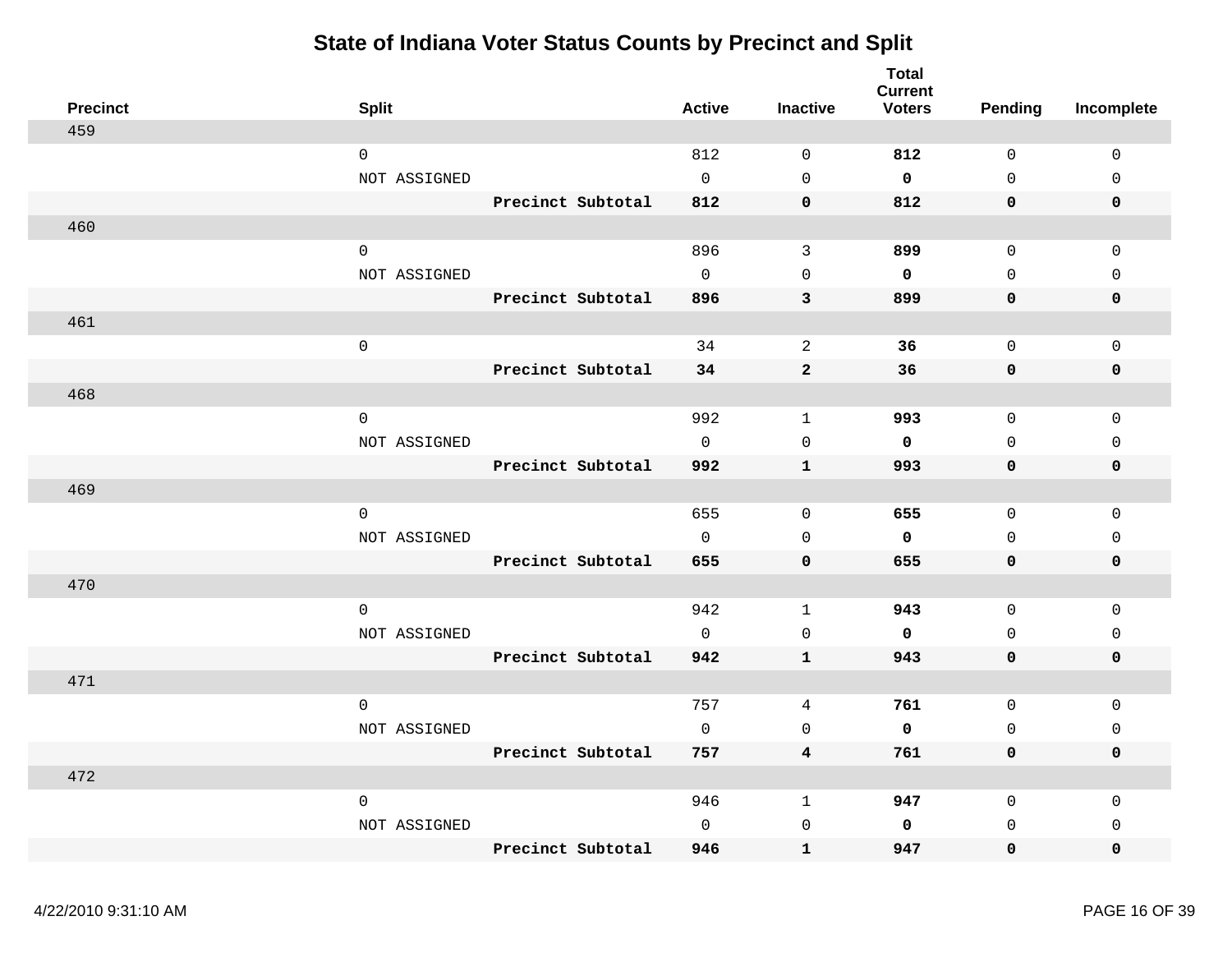# State of Indiana Voter Status Counts by Precinct and Split

| Precinct | Split | | Active | Inactive | Total Current Voters | Pending | Incomplete |
|---|---|---|---|---|---|---|---|
| 459 | | | | | | | |
| | 0 | | 812 | 0 | **812** | 0 | 0 |
| | NOT ASSIGNED | | 0 | 0 | **0** | 0 | 0 |
| | | **Precinct Subtotal** | **812** | **0** | **812** | **0** | **0** |
| 460 | | | | | | | |
| | 0 | | 896 | 3 | **899** | 0 | 0 |
| | NOT ASSIGNED | | 0 | 0 | **0** | 0 | 0 |
| | | **Precinct Subtotal** | **896** | **3** | **899** | **0** | **0** |
| 461 | | | | | | | |
| | 0 | | 34 | 2 | **36** | 0 | 0 |
| | | **Precinct Subtotal** | **34** | **2** | **36** | **0** | **0** |
| 468 | | | | | | | |
| | 0 | | 992 | 1 | **993** | 0 | 0 |
| | NOT ASSIGNED | | 0 | 0 | **0** | 0 | 0 |
| | | **Precinct Subtotal** | **992** | **1** | **993** | **0** | **0** |
| 469 | | | | | | | |
| | 0 | | 655 | 0 | **655** | 0 | 0 |
| | NOT ASSIGNED | | 0 | 0 | **0** | 0 | 0 |
| | | **Precinct Subtotal** | **655** | **0** | **655** | **0** | **0** |
| 470 | | | | | | | |
| | 0 | | 942 | 1 | **943** | 0 | 0 |
| | NOT ASSIGNED | | 0 | 0 | **0** | 0 | 0 |
| | | **Precinct Subtotal** | **942** | **1** | **943** | **0** | **0** |
| 471 | | | | | | | |
| | 0 | | 757 | 4 | **761** | 0 | 0 |
| | NOT ASSIGNED | | 0 | 0 | **0** | 0 | 0 |
| | | **Precinct Subtotal** | **757** | **4** | **761** | **0** | **0** |
| 472 | | | | | | | |
| | 0 | | 946 | 1 | **947** | 0 | 0 |
| | NOT ASSIGNED | | 0 | 0 | **0** | 0 | 0 |
| | | **Precinct Subtotal** | **946** | **1** | **947** | **0** | **0** |

4/22/2010 9:31:10 AM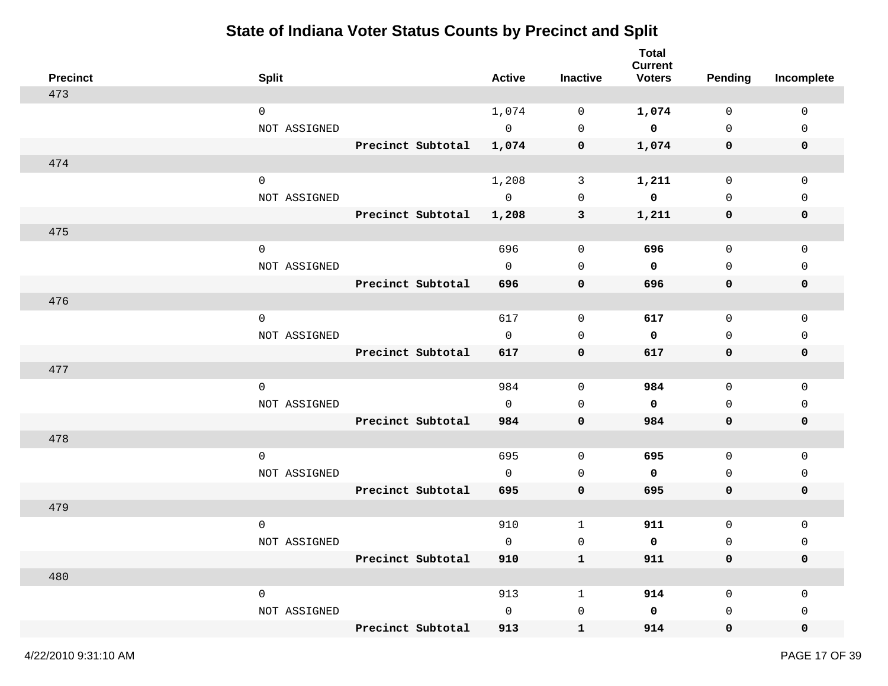# State of Indiana Voter Status Counts by Precinct and Split

| Precinct | Split | | Active | Inactive | Total Current Voters | Pending | Incomplete |
|---|---|---|---|---|---|---|---|
| 473 | | | | | | | |
| | 0 | | 1,074 | 0 | **1,074** | 0 | 0 |
| | NOT ASSIGNED | | 0 | 0 | **0** | 0 | 0 |
| | | **Precinct Subtotal** | **1,074** | **0** | **1,074** | **0** | **0** |
| 474 | | | | | | | |
| | 0 | | 1,208 | 3 | **1,211** | 0 | 0 |
| | NOT ASSIGNED | | 0 | 0 | **0** | 0 | 0 |
| | | **Precinct Subtotal** | **1,208** | **3** | **1,211** | **0** | **0** |
| 475 | | | | | | | |
| | 0 | | 696 | 0 | **696** | 0 | 0 |
| | NOT ASSIGNED | | 0 | 0 | **0** | 0 | 0 |
| | | **Precinct Subtotal** | **696** | **0** | **696** | **0** | **0** |
| 476 | | | | | | | |
| | 0 | | 617 | 0 | **617** | 0 | 0 |
| | NOT ASSIGNED | | 0 | 0 | **0** | 0 | 0 |
| | | **Precinct Subtotal** | **617** | **0** | **617** | **0** | **0** |
| 477 | | | | | | | |
| | 0 | | 984 | 0 | **984** | 0 | 0 |
| | NOT ASSIGNED | | 0 | 0 | **0** | 0 | 0 |
| | | **Precinct Subtotal** | **984** | **0** | **984** | **0** | **0** |
| 478 | | | | | | | |
| | 0 | | 695 | 0 | **695** | 0 | 0 |
| | NOT ASSIGNED | | 0 | 0 | **0** | 0 | 0 |
| | | **Precinct Subtotal** | **695** | **0** | **695** | **0** | **0** |
| 479 | | | | | | | |
| | 0 | | 910 | 1 | **911** | 0 | 0 |
| | NOT ASSIGNED | | 0 | 0 | **0** | 0 | 0 |
| | | **Precinct Subtotal** | **910** | **1** | **911** | **0** | **0** |
| 480 | | | | | | | |
| | 0 | | 913 | 1 | **914** | 0 | 0 |
| | NOT ASSIGNED | | 0 | 0 | **0** | 0 | 0 |
| | | **Precinct Subtotal** | **913** | **1** | **914** | **0** | **0** |

4/22/2010 9:31:10 AM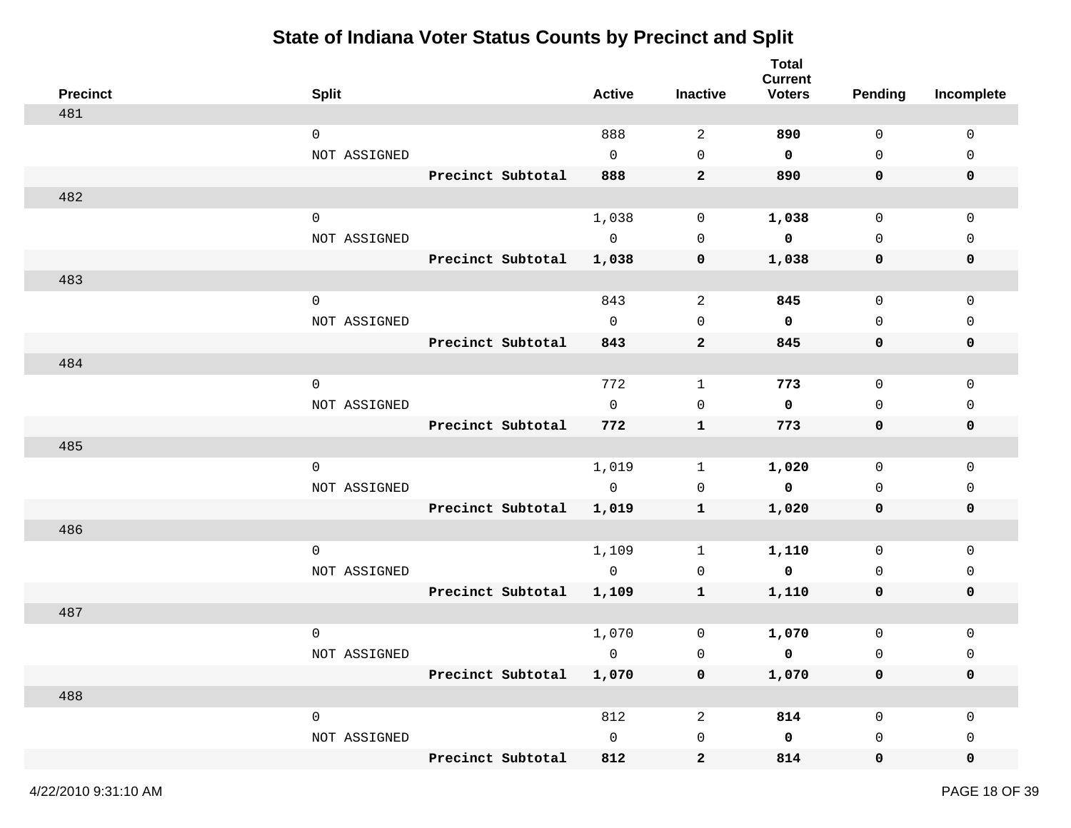# State of Indiana Voter Status Counts by Precinct and Split

| Precinct | Split | | Active | Inactive | Total Current Voters | Pending | Incomplete |
|---|---|---|---|---|---|---|---|
| 481 | | | | | | | |
| | 0 | | 888 | 2 | **890** | 0 | 0 |
| | NOT ASSIGNED | | 0 | 0 | **0** | 0 | 0 |
| | | **Precinct Subtotal** | **888** | **2** | **890** | **0** | **0** |
| 482 | | | | | | | |
| | 0 | | 1,038 | 0 | **1,038** | 0 | 0 |
| | NOT ASSIGNED | | 0 | 0 | **0** | 0 | 0 |
| | | **Precinct Subtotal** | **1,038** | **0** | **1,038** | **0** | **0** |
| 483 | | | | | | | |
| | 0 | | 843 | 2 | **845** | 0 | 0 |
| | NOT ASSIGNED | | 0 | 0 | **0** | 0 | 0 |
| | | **Precinct Subtotal** | **843** | **2** | **845** | **0** | **0** |
| 484 | | | | | | | |
| | 0 | | 772 | 1 | **773** | 0 | 0 |
| | NOT ASSIGNED | | 0 | 0 | **0** | 0 | 0 |
| | | **Precinct Subtotal** | **772** | **1** | **773** | **0** | **0** |
| 485 | | | | | | | |
| | 0 | | 1,019 | 1 | **1,020** | 0 | 0 |
| | NOT ASSIGNED | | 0 | 0 | **0** | 0 | 0 |
| | | **Precinct Subtotal** | **1,019** | **1** | **1,020** | **0** | **0** |
| 486 | | | | | | | |
| | 0 | | 1,109 | 1 | **1,110** | 0 | 0 |
| | NOT ASSIGNED | | 0 | 0 | **0** | 0 | 0 |
| | | **Precinct Subtotal** | **1,109** | **1** | **1,110** | **0** | **0** |
| 487 | | | | | | | |
| | 0 | | 1,070 | 0 | **1,070** | 0 | 0 |
| | NOT ASSIGNED | | 0 | 0 | **0** | 0 | 0 |
| | | **Precinct Subtotal** | **1,070** | **0** | **1,070** | **0** | **0** |
| 488 | | | | | | | |
| | 0 | | 812 | 2 | **814** | 0 | 0 |
| | NOT ASSIGNED | | 0 | 0 | **0** | 0 | 0 |
| | | **Precinct Subtotal** | **812** | **2** | **814** | **0** | **0** |

4/22/2010 9:31:10 AM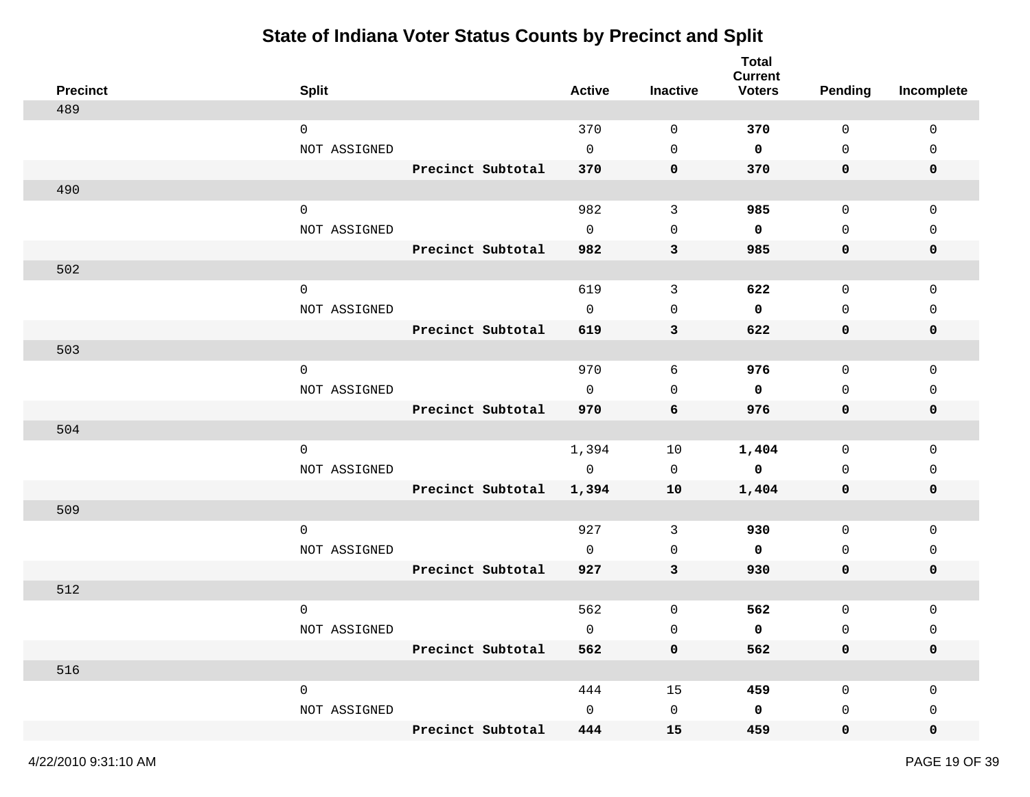# State of Indiana Voter Status Counts by Precinct and Split

| Precinct | Split | | Active | Inactive | Total Current Voters | Pending | Incomplete |
|---|---|---|---|---|---|---|---|
| 489 | | | | | | | |
| | 0 | | 370 | 0 | **370** | 0 | 0 |
| | NOT ASSIGNED | | 0 | 0 | **0** | 0 | 0 |
| | | **Precinct Subtotal** | **370** | **0** | **370** | **0** | **0** |
| 490 | | | | | | | |
| | 0 | | 982 | 3 | **985** | 0 | 0 |
| | NOT ASSIGNED | | 0 | 0 | **0** | 0 | 0 |
| | | **Precinct Subtotal** | **982** | **3** | **985** | **0** | **0** |
| 502 | | | | | | | |
| | 0 | | 619 | 3 | **622** | 0 | 0 |
| | NOT ASSIGNED | | 0 | 0 | **0** | 0 | 0 |
| | | **Precinct Subtotal** | **619** | **3** | **622** | **0** | **0** |
| 503 | | | | | | | |
| | 0 | | 970 | 6 | **976** | 0 | 0 |
| | NOT ASSIGNED | | 0 | 0 | **0** | 0 | 0 |
| | | **Precinct Subtotal** | **970** | **6** | **976** | **0** | **0** |
| 504 | | | | | | | |
| | 0 | | 1,394 | 10 | **1,404** | 0 | 0 |
| | NOT ASSIGNED | | 0 | 0 | **0** | 0 | 0 |
| | | **Precinct Subtotal** | **1,394** | **10** | **1,404** | **0** | **0** |
| 509 | | | | | | | |
| | 0 | | 927 | 3 | **930** | 0 | 0 |
| | NOT ASSIGNED | | 0 | 0 | **0** | 0 | 0 |
| | | **Precinct Subtotal** | **927** | **3** | **930** | **0** | **0** |
| 512 | | | | | | | |
| | 0 | | 562 | 0 | **562** | 0 | 0 |
| | NOT ASSIGNED | | 0 | 0 | **0** | 0 | 0 |
| | | **Precinct Subtotal** | **562** | **0** | **562** | **0** | **0** |
| 516 | | | | | | | |
| | 0 | | 444 | 15 | **459** | 0 | 0 |
| | NOT ASSIGNED | | 0 | 0 | **0** | 0 | 0 |
| | | **Precinct Subtotal** | **444** | **15** | **459** | **0** | **0** |

4/22/2010 9:31:10 AM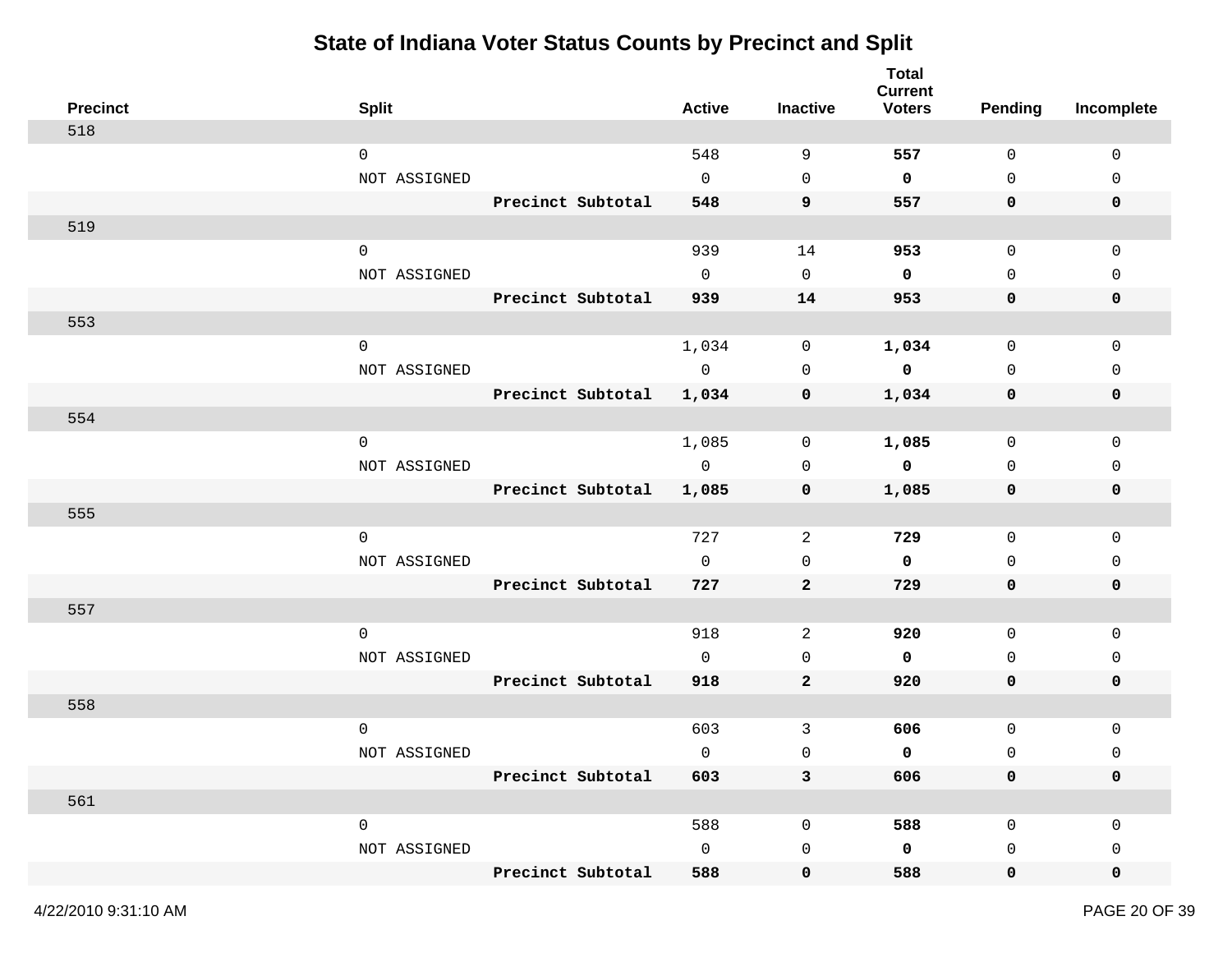# State of Indiana Voter Status Counts by Precinct and Split

| Precinct | Split | | Active | Inactive | Total Current Voters | Pending | Incomplete |
|---|---|---|---|---|---|---|---|
| 518 | | | | | | | |
| | 0 | | 548 | 9 | **557** | 0 | 0 |
| | NOT ASSIGNED | | 0 | 0 | **0** | 0 | 0 |
| | | **Precinct Subtotal** | **548** | **9** | **557** | **0** | **0** |
| 519 | | | | | | | |
| | 0 | | 939 | 14 | **953** | 0 | 0 |
| | NOT ASSIGNED | | 0 | 0 | **0** | 0 | 0 |
| | | **Precinct Subtotal** | **939** | **14** | **953** | **0** | **0** |
| 553 | | | | | | | |
| | 0 | | 1,034 | 0 | **1,034** | 0 | 0 |
| | NOT ASSIGNED | | 0 | 0 | **0** | 0 | 0 |
| | | **Precinct Subtotal** | **1,034** | **0** | **1,034** | **0** | **0** |
| 554 | | | | | | | |
| | 0 | | 1,085 | 0 | **1,085** | 0 | 0 |
| | NOT ASSIGNED | | 0 | 0 | **0** | 0 | 0 |
| | | **Precinct Subtotal** | **1,085** | **0** | **1,085** | **0** | **0** |
| 555 | | | | | | | |
| | 0 | | 727 | 2 | **729** | 0 | 0 |
| | NOT ASSIGNED | | 0 | 0 | **0** | 0 | 0 |
| | | **Precinct Subtotal** | **727** | **2** | **729** | **0** | **0** |
| 557 | | | | | | | |
| | 0 | | 918 | 2 | **920** | 0 | 0 |
| | NOT ASSIGNED | | 0 | 0 | **0** | 0 | 0 |
| | | **Precinct Subtotal** | **918** | **2** | **920** | **0** | **0** |
| 558 | | | | | | | |
| | 0 | | 603 | 3 | **606** | 0 | 0 |
| | NOT ASSIGNED | | 0 | 0 | **0** | 0 | 0 |
| | | **Precinct Subtotal** | **603** | **3** | **606** | **0** | **0** |
| 561 | | | | | | | |
| | 0 | | 588 | 0 | **588** | 0 | 0 |
| | NOT ASSIGNED | | 0 | 0 | **0** | 0 | 0 |
| | | **Precinct Subtotal** | **588** | **0** | **588** | **0** | **0** |

4/22/2010 9:31:10 AM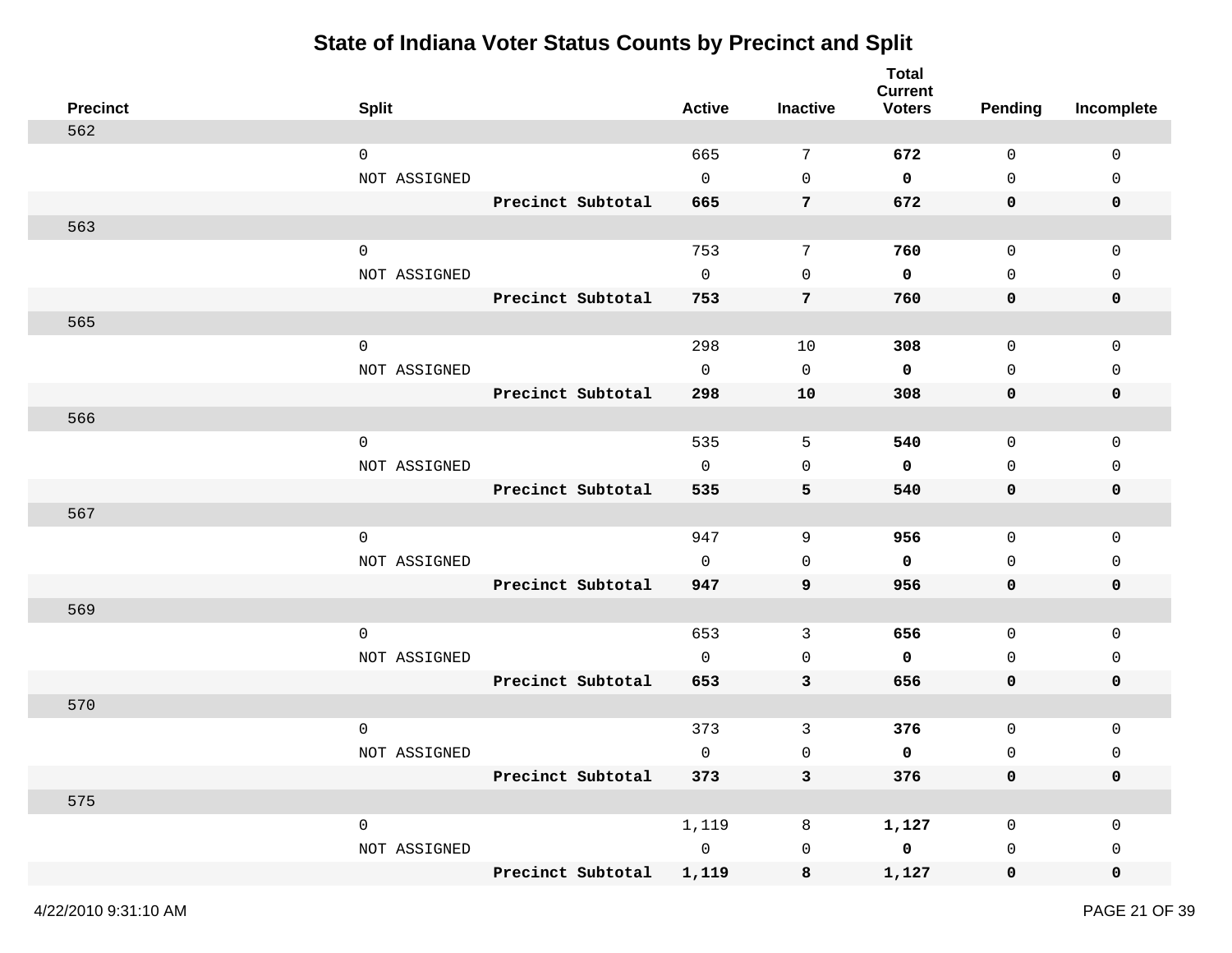# State of Indiana Voter Status Counts by Precinct and Split

| Precinct | Split | | Active | Inactive | Total Current Voters | Pending | Incomplete |
|---|---|---|---|---|---|---|---|
| 562 | | | | | | | |
| | 0 | | 665 | 7 | **672** | 0 | 0 |
| | NOT ASSIGNED | | 0 | 0 | **0** | 0 | 0 |
| | | **Precinct Subtotal** | **665** | **7** | **672** | **0** | **0** |
| 563 | | | | | | | |
| | 0 | | 753 | 7 | **760** | 0 | 0 |
| | NOT ASSIGNED | | 0 | 0 | **0** | 0 | 0 |
| | | **Precinct Subtotal** | **753** | **7** | **760** | **0** | **0** |
| 565 | | | | | | | |
| | 0 | | 298 | 10 | **308** | 0 | 0 |
| | NOT ASSIGNED | | 0 | 0 | **0** | 0 | 0 |
| | | **Precinct Subtotal** | **298** | **10** | **308** | **0** | **0** |
| 566 | | | | | | | |
| | 0 | | 535 | 5 | **540** | 0 | 0 |
| | NOT ASSIGNED | | 0 | 0 | **0** | 0 | 0 |
| | | **Precinct Subtotal** | **535** | **5** | **540** | **0** | **0** |
| 567 | | | | | | | |
| | 0 | | 947 | 9 | **956** | 0 | 0 |
| | NOT ASSIGNED | | 0 | 0 | **0** | 0 | 0 |
| | | **Precinct Subtotal** | **947** | **9** | **956** | **0** | **0** |
| 569 | | | | | | | |
| | 0 | | 653 | 3 | **656** | 0 | 0 |
| | NOT ASSIGNED | | 0 | 0 | **0** | 0 | 0 |
| | | **Precinct Subtotal** | **653** | **3** | **656** | **0** | **0** |
| 570 | | | | | | | |
| | 0 | | 373 | 3 | **376** | 0 | 0 |
| | NOT ASSIGNED | | 0 | 0 | **0** | 0 | 0 |
| | | **Precinct Subtotal** | **373** | **3** | **376** | **0** | **0** |
| 575 | | | | | | | |
| | 0 | | 1,119 | 8 | **1,127** | 0 | 0 |
| | NOT ASSIGNED | | 0 | 0 | **0** | 0 | 0 |
| | | **Precinct Subtotal** | **1,119** | **8** | **1,127** | **0** | **0** |

4/22/2010 9:31:10 AM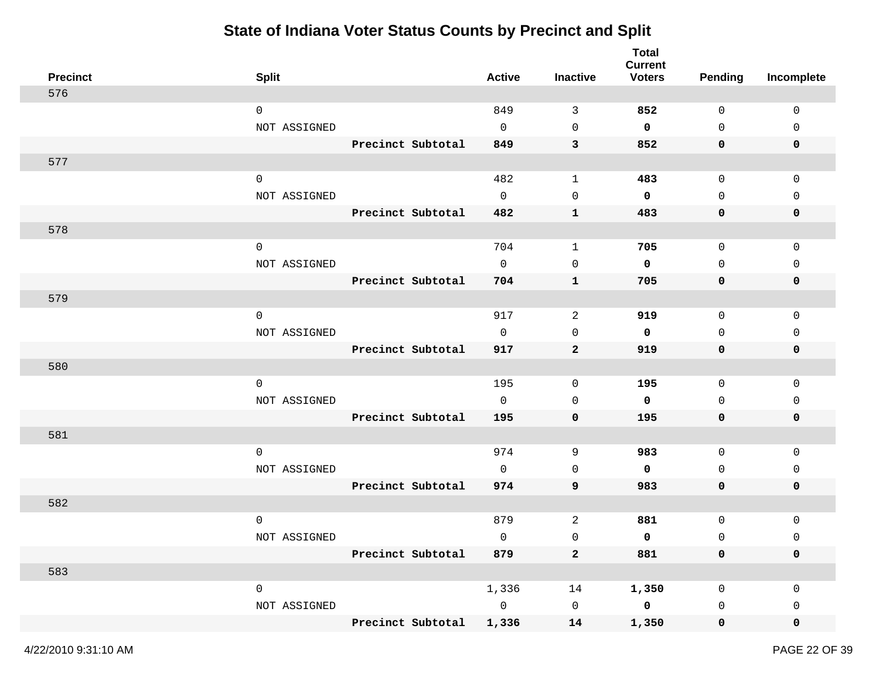# State of Indiana Voter Status Counts by Precinct and Split

| Precinct | Split | | Active | Inactive | Total Current Voters | Pending | Incomplete |
|---|---|---|---|---|---|---|---|
| 576 | | | | | | | |
| | 0 | | 849 | 3 | **852** | 0 | 0 |
| | NOT ASSIGNED | | 0 | 0 | **0** | 0 | 0 |
| | | **Precinct Subtotal** | **849** | **3** | **852** | **0** | **0** |
| 577 | | | | | | | |
| | 0 | | 482 | 1 | **483** | 0 | 0 |
| | NOT ASSIGNED | | 0 | 0 | **0** | 0 | 0 |
| | | **Precinct Subtotal** | **482** | **1** | **483** | **0** | **0** |
| 578 | | | | | | | |
| | 0 | | 704 | 1 | **705** | 0 | 0 |
| | NOT ASSIGNED | | 0 | 0 | **0** | 0 | 0 |
| | | **Precinct Subtotal** | **704** | **1** | **705** | **0** | **0** |
| 579 | | | | | | | |
| | 0 | | 917 | 2 | **919** | 0 | 0 |
| | NOT ASSIGNED | | 0 | 0 | **0** | 0 | 0 |
| | | **Precinct Subtotal** | **917** | **2** | **919** | **0** | **0** |
| 580 | | | | | | | |
| | 0 | | 195 | 0 | **195** | 0 | 0 |
| | NOT ASSIGNED | | 0 | 0 | **0** | 0 | 0 |
| | | **Precinct Subtotal** | **195** | **0** | **195** | **0** | **0** |
| 581 | | | | | | | |
| | 0 | | 974 | 9 | **983** | 0 | 0 |
| | NOT ASSIGNED | | 0 | 0 | **0** | 0 | 0 |
| | | **Precinct Subtotal** | **974** | **9** | **983** | **0** | **0** |
| 582 | | | | | | | |
| | 0 | | 879 | 2 | **881** | 0 | 0 |
| | NOT ASSIGNED | | 0 | 0 | **0** | 0 | 0 |
| | | **Precinct Subtotal** | **879** | **2** | **881** | **0** | **0** |
| 583 | | | | | | | |
| | 0 | | 1,336 | 14 | **1,350** | 0 | 0 |
| | NOT ASSIGNED | | 0 | 0 | **0** | 0 | 0 |
| | | **Precinct Subtotal** | **1,336** | **14** | **1,350** | **0** | **0** |

4/22/2010 9:31:10 AM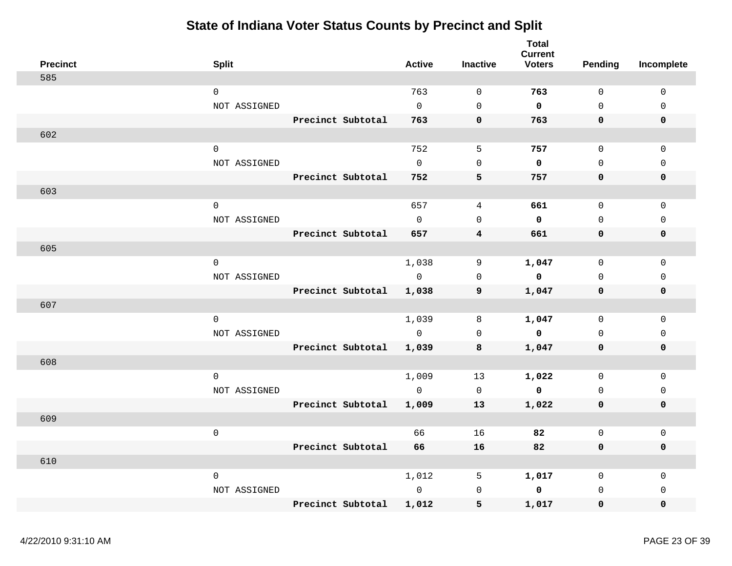# State of Indiana Voter Status Counts by Precinct and Split

| Precinct | Split | | Active | Inactive | Total Current Voters | Pending | Incomplete |
|---|---|---|---|---|---|---|---|
| 585 | | | | | | | |
| | 0 | | 763 | 0 | **763** | 0 | 0 |
| | NOT ASSIGNED | | 0 | 0 | **0** | 0 | 0 |
| | | **Precinct Subtotal** | **763** | **0** | **763** | **0** | **0** |
| 602 | | | | | | | |
| | 0 | | 752 | 5 | **757** | 0 | 0 |
| | NOT ASSIGNED | | 0 | 0 | **0** | 0 | 0 |
| | | **Precinct Subtotal** | **752** | **5** | **757** | **0** | **0** |
| 603 | | | | | | | |
| | 0 | | 657 | 4 | **661** | 0 | 0 |
| | NOT ASSIGNED | | 0 | 0 | **0** | 0 | 0 |
| | | **Precinct Subtotal** | **657** | **4** | **661** | **0** | **0** |
| 605 | | | | | | | |
| | 0 | | 1,038 | 9 | **1,047** | 0 | 0 |
| | NOT ASSIGNED | | 0 | 0 | **0** | 0 | 0 |
| | | **Precinct Subtotal** | **1,038** | **9** | **1,047** | **0** | **0** |
| 607 | | | | | | | |
| | 0 | | 1,039 | 8 | **1,047** | 0 | 0 |
| | NOT ASSIGNED | | 0 | 0 | **0** | 0 | 0 |
| | | **Precinct Subtotal** | **1,039** | **8** | **1,047** | **0** | **0** |
| 608 | | | | | | | |
| | 0 | | 1,009 | 13 | **1,022** | 0 | 0 |
| | NOT ASSIGNED | | 0 | 0 | **0** | 0 | 0 |
| | | **Precinct Subtotal** | **1,009** | **13** | **1,022** | **0** | **0** |
| 609 | | | | | | | |
| | 0 | | 66 | 16 | **82** | 0 | 0 |
| | | **Precinct Subtotal** | **66** | **16** | **82** | **0** | **0** |
| 610 | | | | | | | |
| | 0 | | 1,012 | 5 | **1,017** | 0 | 0 |
| | NOT ASSIGNED | | 0 | 0 | **0** | 0 | 0 |
| | | **Precinct Subtotal** | **1,012** | **5** | **1,017** | **0** | **0** |

4/22/2010 9:31:10 AM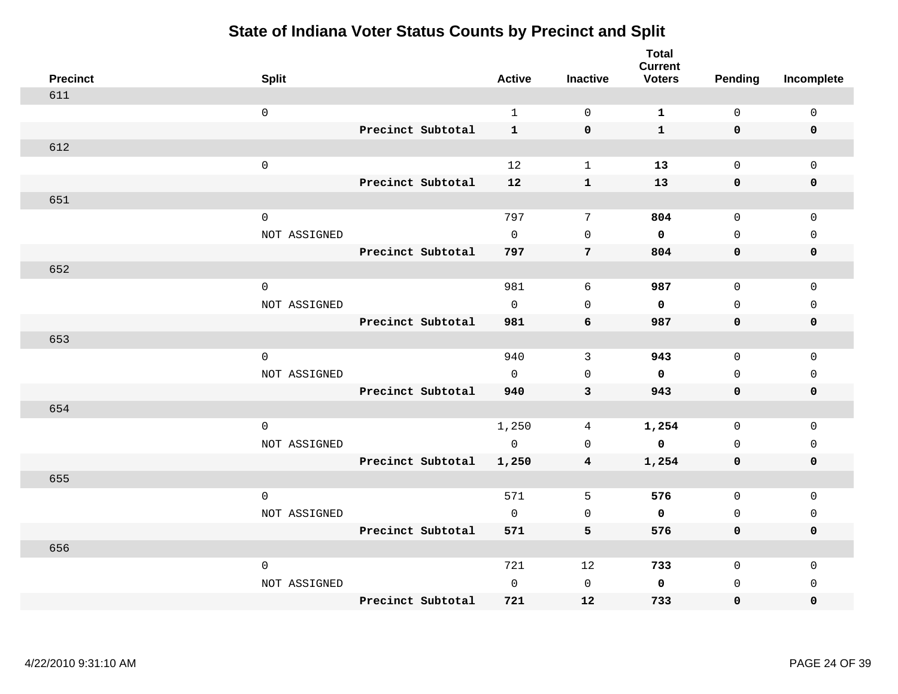# State of Indiana Voter Status Counts by Precinct and Split

| Precinct | Split | | Active | Inactive | Total Current Voters | Pending | Incomplete |
|---|---|---|---|---|---|---|---|
| 611 | | | | | | | |
| | 0 | | 1 | 0 | **1** | 0 | 0 |
| | | **Precinct Subtotal** | **1** | **0** | **1** | **0** | **0** |
| 612 | | | | | | | |
| | 0 | | 12 | 1 | **13** | 0 | 0 |
| | | **Precinct Subtotal** | **12** | **1** | **13** | **0** | **0** |
| 651 | | | | | | | |
| | 0 | | 797 | 7 | **804** | 0 | 0 |
| | NOT ASSIGNED | | 0 | 0 | **0** | 0 | 0 |
| | | **Precinct Subtotal** | **797** | **7** | **804** | **0** | **0** |
| 652 | | | | | | | |
| | 0 | | 981 | 6 | **987** | 0 | 0 |
| | NOT ASSIGNED | | 0 | 0 | **0** | 0 | 0 |
| | | **Precinct Subtotal** | **981** | **6** | **987** | **0** | **0** |
| 653 | | | | | | | |
| | 0 | | 940 | 3 | **943** | 0 | 0 |
| | NOT ASSIGNED | | 0 | 0 | **0** | 0 | 0 |
| | | **Precinct Subtotal** | **940** | **3** | **943** | **0** | **0** |
| 654 | | | | | | | |
| | 0 | | 1,250 | 4 | **1,254** | 0 | 0 |
| | NOT ASSIGNED | | 0 | 0 | **0** | 0 | 0 |
| | | **Precinct Subtotal** | **1,250** | **4** | **1,254** | **0** | **0** |
| 655 | | | | | | | |
| | 0 | | 571 | 5 | **576** | 0 | 0 |
| | NOT ASSIGNED | | 0 | 0 | **0** | 0 | 0 |
| | | **Precinct Subtotal** | **571** | **5** | **576** | **0** | **0** |
| 656 | | | | | | | |
| | 0 | | 721 | 12 | **733** | 0 | 0 |
| | NOT ASSIGNED | | 0 | 0 | **0** | 0 | 0 |
| | | **Precinct Subtotal** | **721** | **12** | **733** | **0** | **0** |

4/22/2010 9:31:10 AM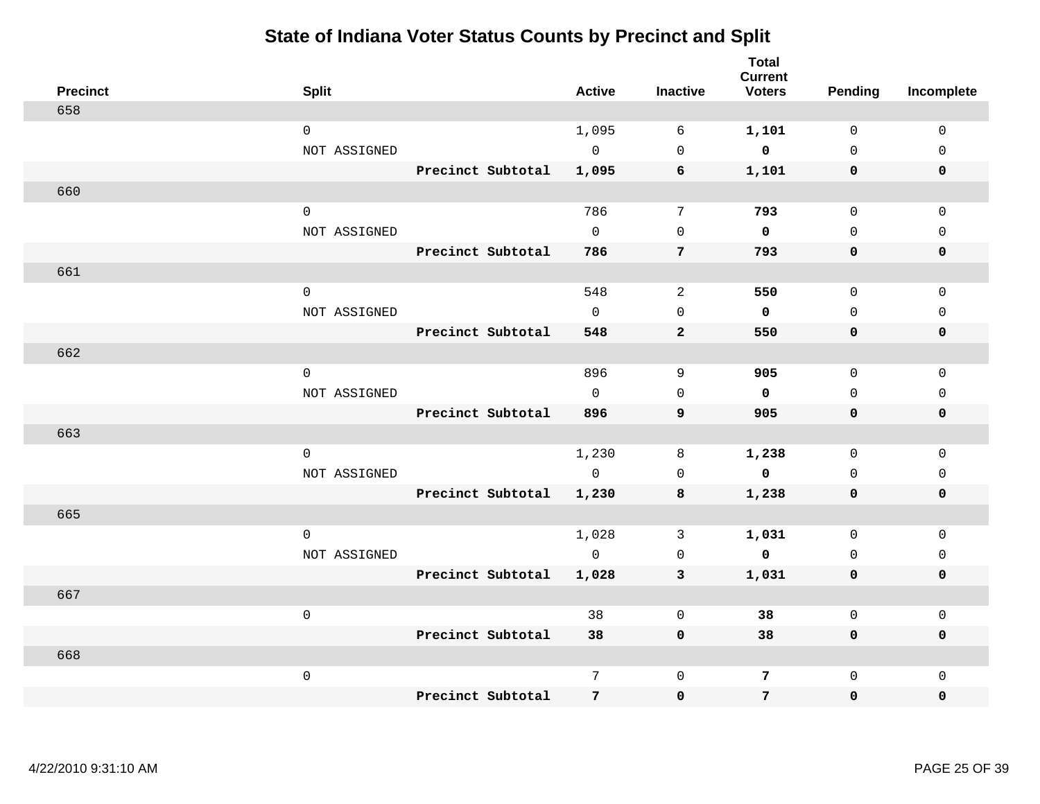# State of Indiana Voter Status Counts by Precinct and Split

| Precinct | Split | | Active | Inactive | Total Current Voters | Pending | Incomplete |
|---|---|---|---|---|---|---|---|
| 658 | | | | | | | |
| | 0 | | 1,095 | 6 | **1,101** | 0 | 0 |
| | NOT ASSIGNED | | 0 | 0 | **0** | 0 | 0 |
| | | **Precinct Subtotal** | **1,095** | **6** | **1,101** | **0** | **0** |
| 660 | | | | | | | |
| | 0 | | 786 | 7 | **793** | 0 | 0 |
| | NOT ASSIGNED | | 0 | 0 | **0** | 0 | 0 |
| | | **Precinct Subtotal** | **786** | **7** | **793** | **0** | **0** |
| 661 | | | | | | | |
| | 0 | | 548 | 2 | **550** | 0 | 0 |
| | NOT ASSIGNED | | 0 | 0 | **0** | 0 | 0 |
| | | **Precinct Subtotal** | **548** | **2** | **550** | **0** | **0** |
| 662 | | | | | | | |
| | 0 | | 896 | 9 | **905** | 0 | 0 |
| | NOT ASSIGNED | | 0 | 0 | **0** | 0 | 0 |
| | | **Precinct Subtotal** | **896** | **9** | **905** | **0** | **0** |
| 663 | | | | | | | |
| | 0 | | 1,230 | 8 | **1,238** | 0 | 0 |
| | NOT ASSIGNED | | 0 | 0 | **0** | 0 | 0 |
| | | **Precinct Subtotal** | **1,230** | **8** | **1,238** | **0** | **0** |
| 665 | | | | | | | |
| | 0 | | 1,028 | 3 | **1,031** | 0 | 0 |
| | NOT ASSIGNED | | 0 | 0 | **0** | 0 | 0 |
| | | **Precinct Subtotal** | **1,028** | **3** | **1,031** | **0** | **0** |
| 667 | | | | | | | |
| | 0 | | 38 | 0 | **38** | 0 | 0 |
| | | **Precinct Subtotal** | **38** | **0** | **38** | **0** | **0** |
| 668 | | | | | | | |
| | 0 | | 7 | 0 | **7** | 0 | 0 |
| | | **Precinct Subtotal** | **7** | **0** | **7** | **0** | **0** |

4/22/2010 9:31:10 AM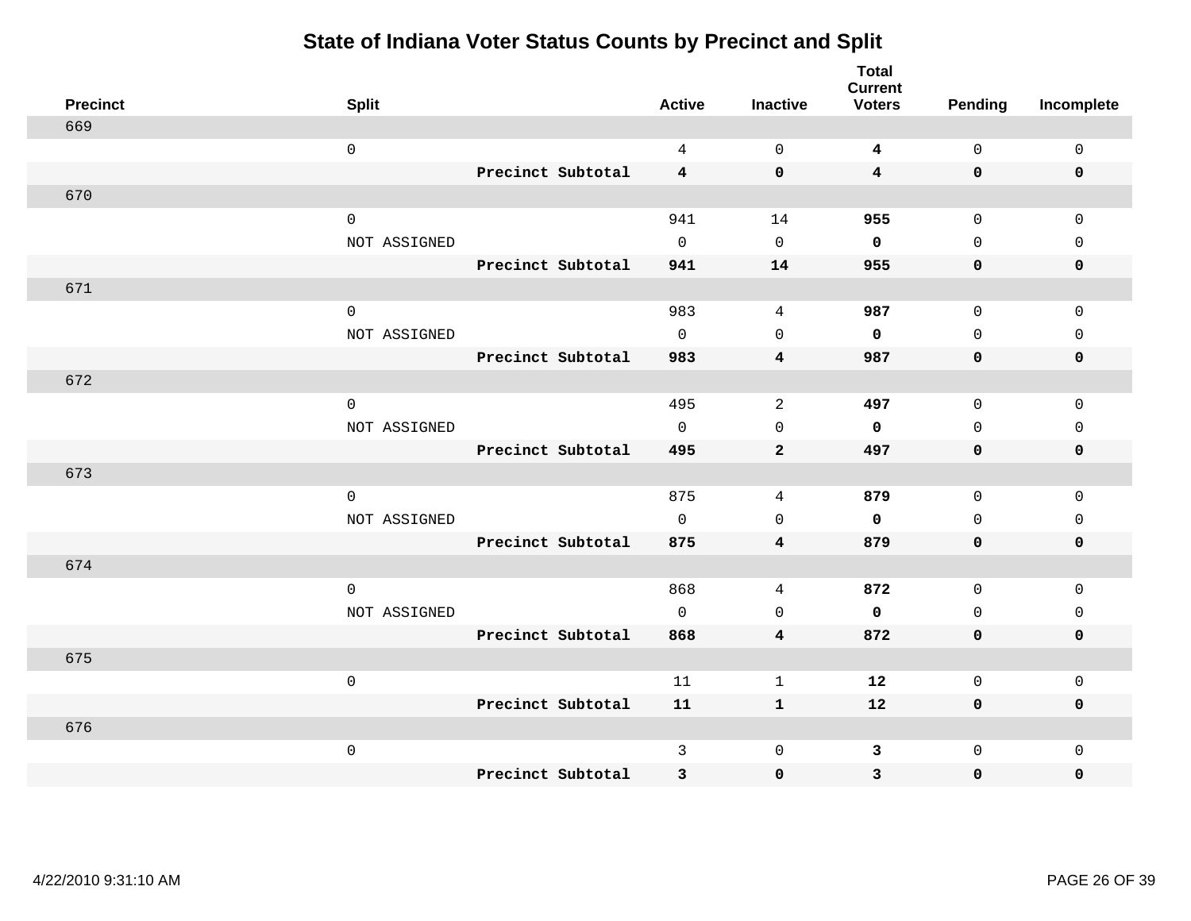# State of Indiana Voter Status Counts by Precinct and Split

| Precinct | Split | | Active | Inactive | Total Current Voters | Pending | Incomplete |
|---|---|---|---|---|---|---|---|
| 669 | | | | | | | |
| | 0 | | 4 | 0 | **4** | 0 | 0 |
| | | **Precinct Subtotal** | **4** | **0** | **4** | **0** | **0** |
| 670 | | | | | | | |
| | 0 | | 941 | 14 | **955** | 0 | 0 |
| | NOT ASSIGNED | | 0 | 0 | **0** | 0 | 0 |
| | | **Precinct Subtotal** | **941** | **14** | **955** | **0** | **0** |
| 671 | | | | | | | |
| | 0 | | 983 | 4 | **987** | 0 | 0 |
| | NOT ASSIGNED | | 0 | 0 | **0** | 0 | 0 |
| | | **Precinct Subtotal** | **983** | **4** | **987** | **0** | **0** |
| 672 | | | | | | | |
| | 0 | | 495 | 2 | **497** | 0 | 0 |
| | NOT ASSIGNED | | 0 | 0 | **0** | 0 | 0 |
| | | **Precinct Subtotal** | **495** | **2** | **497** | **0** | **0** |
| 673 | | | | | | | |
| | 0 | | 875 | 4 | **879** | 0 | 0 |
| | NOT ASSIGNED | | 0 | 0 | **0** | 0 | 0 |
| | | **Precinct Subtotal** | **875** | **4** | **879** | **0** | **0** |
| 674 | | | | | | | |
| | 0 | | 868 | 4 | **872** | 0 | 0 |
| | NOT ASSIGNED | | 0 | 0 | **0** | 0 | 0 |
| | | **Precinct Subtotal** | **868** | **4** | **872** | **0** | **0** |
| 675 | | | | | | | |
| | 0 | | 11 | 1 | **12** | 0 | 0 |
| | | **Precinct Subtotal** | **11** | **1** | **12** | **0** | **0** |
| 676 | | | | | | | |
| | 0 | | 3 | 0 | **3** | 0 | 0 |
| | | **Precinct Subtotal** | **3** | **0** | **3** | **0** | **0** |

4/22/2010 9:31:10 AM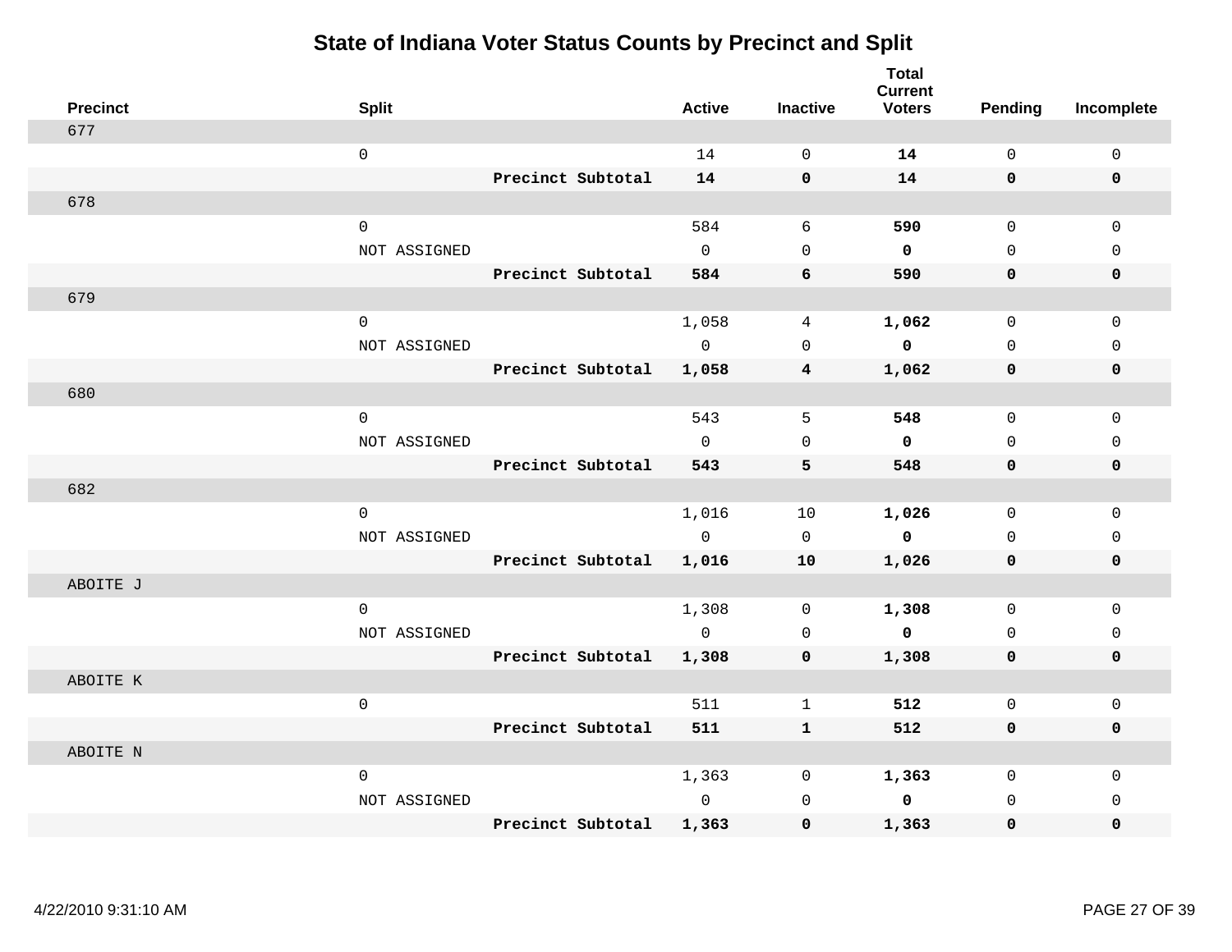# State of Indiana Voter Status Counts by Precinct and Split

| Precinct | Split | | Active | Inactive | Total Current Voters | Pending | Incomplete |
|---|---|---|---|---|---|---|---|
| 677 | | | | | | | |
| | 0 | | 14 | 0 | **14** | 0 | 0 |
| | | **Precinct Subtotal** | **14** | **0** | **14** | **0** | **0** |
| 678 | | | | | | | |
| | 0 | | 584 | 6 | **590** | 0 | 0 |
| | NOT ASSIGNED | | 0 | 0 | **0** | 0 | 0 |
| | | **Precinct Subtotal** | **584** | **6** | **590** | **0** | **0** |
| 679 | | | | | | | |
| | 0 | | 1,058 | 4 | **1,062** | 0 | 0 |
| | NOT ASSIGNED | | 0 | 0 | **0** | 0 | 0 |
| | | **Precinct Subtotal** | **1,058** | **4** | **1,062** | **0** | **0** |
| 680 | | | | | | | |
| | 0 | | 543 | 5 | **548** | 0 | 0 |
| | NOT ASSIGNED | | 0 | 0 | **0** | 0 | 0 |
| | | **Precinct Subtotal** | **543** | **5** | **548** | **0** | **0** |
| 682 | | | | | | | |
| | 0 | | 1,016 | 10 | **1,026** | 0 | 0 |
| | NOT ASSIGNED | | 0 | 0 | **0** | 0 | 0 |
| | | **Precinct Subtotal** | **1,016** | **10** | **1,026** | **0** | **0** |
| ABOITE J | | | | | | | |
| | 0 | | 1,308 | 0 | **1,308** | 0 | 0 |
| | NOT ASSIGNED | | 0 | 0 | **0** | 0 | 0 |
| | | **Precinct Subtotal** | **1,308** | **0** | **1,308** | **0** | **0** |
| ABOITE K | | | | | | | |
| | 0 | | 511 | 1 | **512** | 0 | 0 |
| | | **Precinct Subtotal** | **511** | **1** | **512** | **0** | **0** |
| ABOITE N | | | | | | | |
| | 0 | | 1,363 | 0 | **1,363** | 0 | 0 |
| | NOT ASSIGNED | | 0 | 0 | **0** | 0 | 0 |
| | | **Precinct Subtotal** | **1,363** | **0** | **1,363** | **0** | **0** |

4/22/2010 9:31:10 AM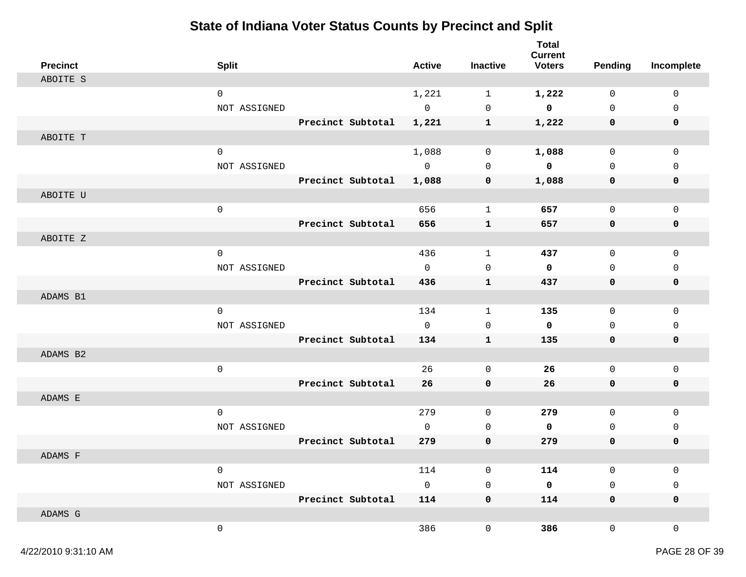# State of Indiana Voter Status Counts by Precinct and Split

| Precinct | Split | | Active | Inactive | Total Current Voters | Pending | Incomplete |
|---|---|---|---|---|---|---|---|
| ABOITE S | | | | | | | |
| | 0 | | 1,221 | 1 | **1,222** | 0 | 0 |
| | NOT ASSIGNED | | 0 | 0 | **0** | 0 | 0 |
| | | **Precinct Subtotal** | **1,221** | **1** | **1,222** | **0** | **0** |
| ABOITE T | | | | | | | |
| | 0 | | 1,088 | 0 | **1,088** | 0 | 0 |
| | NOT ASSIGNED | | 0 | 0 | **0** | 0 | 0 |
| | | **Precinct Subtotal** | **1,088** | **0** | **1,088** | **0** | **0** |
| ABOITE U | | | | | | | |
| | 0 | | 656 | 1 | **657** | 0 | 0 |
| | | **Precinct Subtotal** | **656** | **1** | **657** | **0** | **0** |
| ABOITE Z | | | | | | | |
| | 0 | | 436 | 1 | **437** | 0 | 0 |
| | NOT ASSIGNED | | 0 | 0 | **0** | 0 | 0 |
| | | **Precinct Subtotal** | **436** | **1** | **437** | **0** | **0** |
| ADAMS B1 | | | | | | | |
| | 0 | | 134 | 1 | **135** | 0 | 0 |
| | NOT ASSIGNED | | 0 | 0 | **0** | 0 | 0 |
| | | **Precinct Subtotal** | **134** | **1** | **135** | **0** | **0** |
| ADAMS B2 | | | | | | | |
| | 0 | | 26 | 0 | **26** | 0 | 0 |
| | | **Precinct Subtotal** | **26** | **0** | **26** | **0** | **0** |
| ADAMS E | | | | | | | |
| | 0 | | 279 | 0 | **279** | 0 | 0 |
| | NOT ASSIGNED | | 0 | 0 | **0** | 0 | 0 |
| | | **Precinct Subtotal** | **279** | **0** | **279** | **0** | **0** |
| ADAMS F | | | | | | | |
| | 0 | | 114 | 0 | **114** | 0 | 0 |
| | NOT ASSIGNED | | 0 | 0 | **0** | 0 | 0 |
| | | **Precinct Subtotal** | **114** | **0** | **114** | **0** | **0** |
| ADAMS G | | | | | | | |
| | 0 | | 386 | 0 | **386** | 0 | 0 |

4/22/2010 9:31:10 AM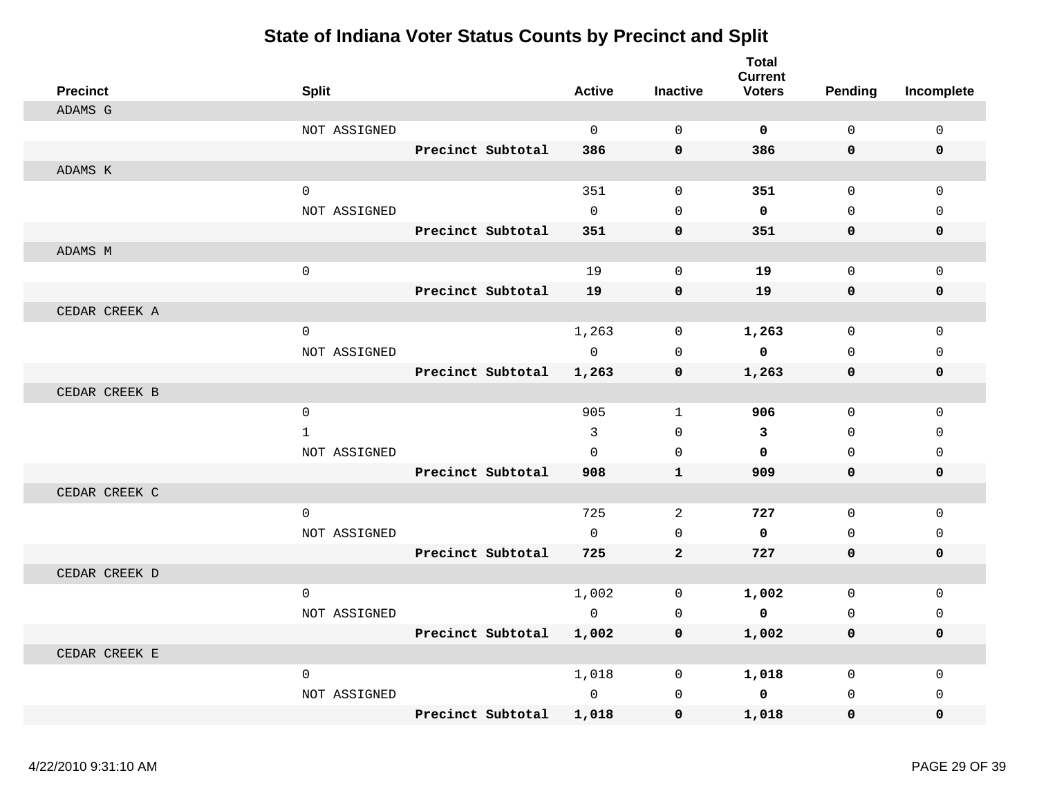# State of Indiana Voter Status Counts by Precinct and Split

| Precinct | Split | | Active | Inactive | Total Current Voters | Pending | Incomplete |
|---|---|---|---|---|---|---|---|
| ADAMS G | | | | | | | |
| | NOT ASSIGNED | | 0 | 0 | **0** | 0 | 0 |
| | | **Precinct Subtotal** | **386** | **0** | **386** | **0** | **0** |
| ADAMS K | | | | | | | |
| | 0 | | 351 | 0 | **351** | 0 | 0 |
| | NOT ASSIGNED | | 0 | 0 | **0** | 0 | 0 |
| | | **Precinct Subtotal** | **351** | **0** | **351** | **0** | **0** |
| ADAMS M | | | | | | | |
| | 0 | | 19 | 0 | **19** | 0 | 0 |
| | | **Precinct Subtotal** | **19** | **0** | **19** | **0** | **0** |
| CEDAR CREEK A | | | | | | | |
| | 0 | | 1,263 | 0 | **1,263** | 0 | 0 |
| | NOT ASSIGNED | | 0 | 0 | **0** | 0 | 0 |
| | | **Precinct Subtotal** | **1,263** | **0** | **1,263** | **0** | **0** |
| CEDAR CREEK B | | | | | | | |
| | 0 | | 905 | 1 | **906** | 0 | 0 |
| | 1 | | 3 | 0 | **3** | 0 | 0 |
| | NOT ASSIGNED | | 0 | 0 | **0** | 0 | 0 |
| | | **Precinct Subtotal** | **908** | **1** | **909** | **0** | **0** |
| CEDAR CREEK C | | | | | | | |
| | 0 | | 725 | 2 | **727** | 0 | 0 |
| | NOT ASSIGNED | | 0 | 0 | **0** | 0 | 0 |
| | | **Precinct Subtotal** | **725** | **2** | **727** | **0** | **0** |
| CEDAR CREEK D | | | | | | | |
| | 0 | | 1,002 | 0 | **1,002** | 0 | 0 |
| | NOT ASSIGNED | | 0 | 0 | **0** | 0 | 0 |
| | | **Precinct Subtotal** | **1,002** | **0** | **1,002** | **0** | **0** |
| CEDAR CREEK E | | | | | | | |
| | 0 | | 1,018 | 0 | **1,018** | 0 | 0 |
| | NOT ASSIGNED | | 0 | 0 | **0** | 0 | 0 |
| | | **Precinct Subtotal** | **1,018** | **0** | **1,018** | **0** | **0** |

4/22/2010 9:31:10 AM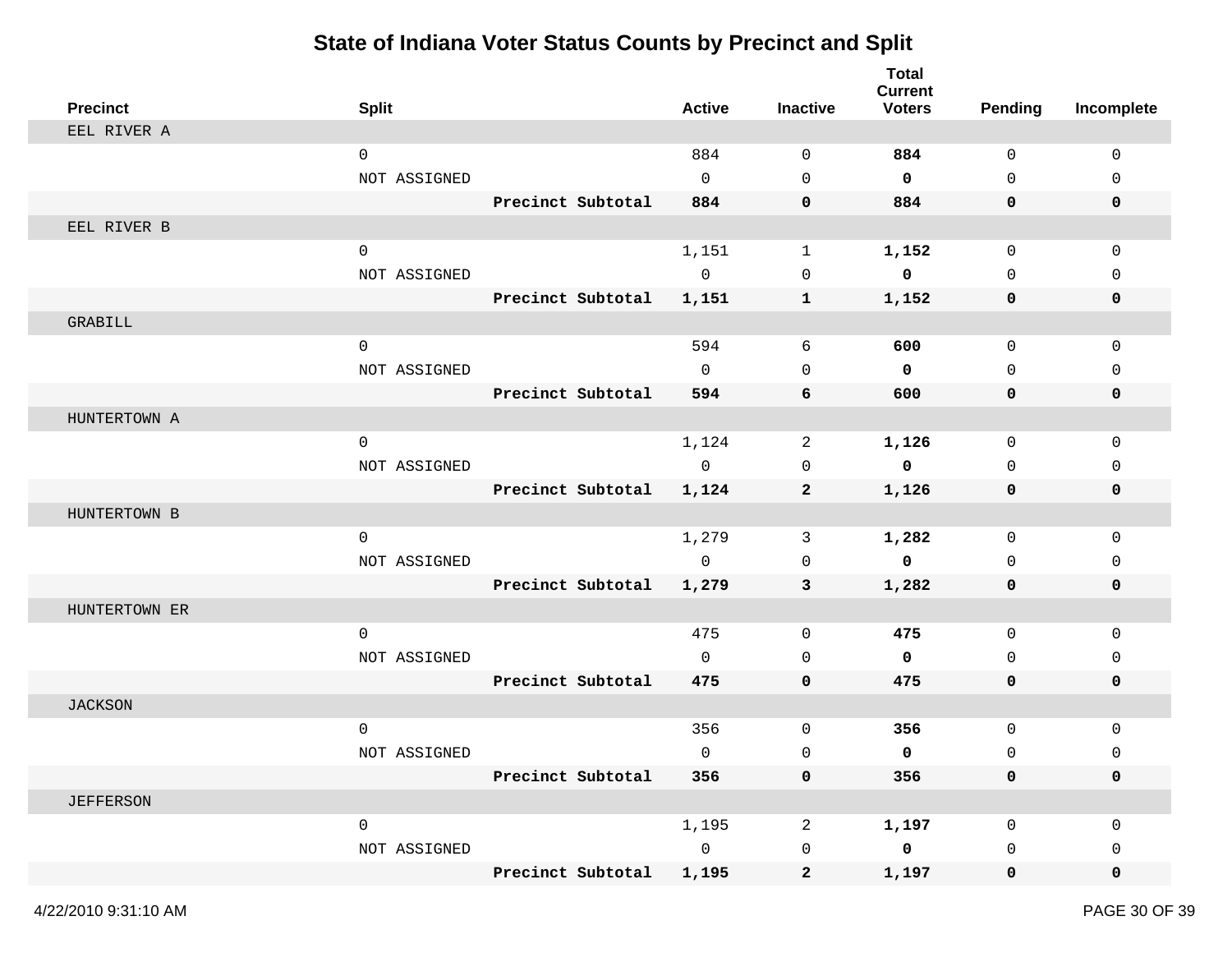# State of Indiana Voter Status Counts by Precinct and Split

| Precinct | Split | | Active | Inactive | Total Current Voters | Pending | Incomplete |
|---|---|---|---|---|---|---|---|
| EEL RIVER A | | | | | | | |
| | 0 | | 884 | 0 | **884** | 0 | 0 |
| | NOT ASSIGNED | | 0 | 0 | **0** | 0 | 0 |
| | | **Precinct Subtotal** | **884** | **0** | **884** | **0** | **0** |
| EEL RIVER B | | | | | | | |
| | 0 | | 1,151 | 1 | **1,152** | 0 | 0 |
| | NOT ASSIGNED | | 0 | 0 | **0** | 0 | 0 |
| | | **Precinct Subtotal** | **1,151** | **1** | **1,152** | **0** | **0** |
| GRABILL | | | | | | | |
| | 0 | | 594 | 6 | **600** | 0 | 0 |
| | NOT ASSIGNED | | 0 | 0 | **0** | 0 | 0 |
| | | **Precinct Subtotal** | **594** | **6** | **600** | **0** | **0** |
| HUNTERTOWN A | | | | | | | |
| | 0 | | 1,124 | 2 | **1,126** | 0 | 0 |
| | NOT ASSIGNED | | 0 | 0 | **0** | 0 | 0 |
| | | **Precinct Subtotal** | **1,124** | **2** | **1,126** | **0** | **0** |
| HUNTERTOWN B | | | | | | | |
| | 0 | | 1,279 | 3 | **1,282** | 0 | 0 |
| | NOT ASSIGNED | | 0 | 0 | **0** | 0 | 0 |
| | | **Precinct Subtotal** | **1,279** | **3** | **1,282** | **0** | **0** |
| HUNTERTOWN ER | | | | | | | |
| | 0 | | 475 | 0 | **475** | 0 | 0 |
| | NOT ASSIGNED | | 0 | 0 | **0** | 0 | 0 |
| | | **Precinct Subtotal** | **475** | **0** | **475** | **0** | **0** |
| JACKSON | | | | | | | |
| | 0 | | 356 | 0 | **356** | 0 | 0 |
| | NOT ASSIGNED | | 0 | 0 | **0** | 0 | 0 |
| | | **Precinct Subtotal** | **356** | **0** | **356** | **0** | **0** |
| JEFFERSON | | | | | | | |
| | 0 | | 1,195 | 2 | **1,197** | 0 | 0 |
| | NOT ASSIGNED | | 0 | 0 | **0** | 0 | 0 |
| | | **Precinct Subtotal** | **1,195** | **2** | **1,197** | **0** | **0** |

4/22/2010 9:31:10 AM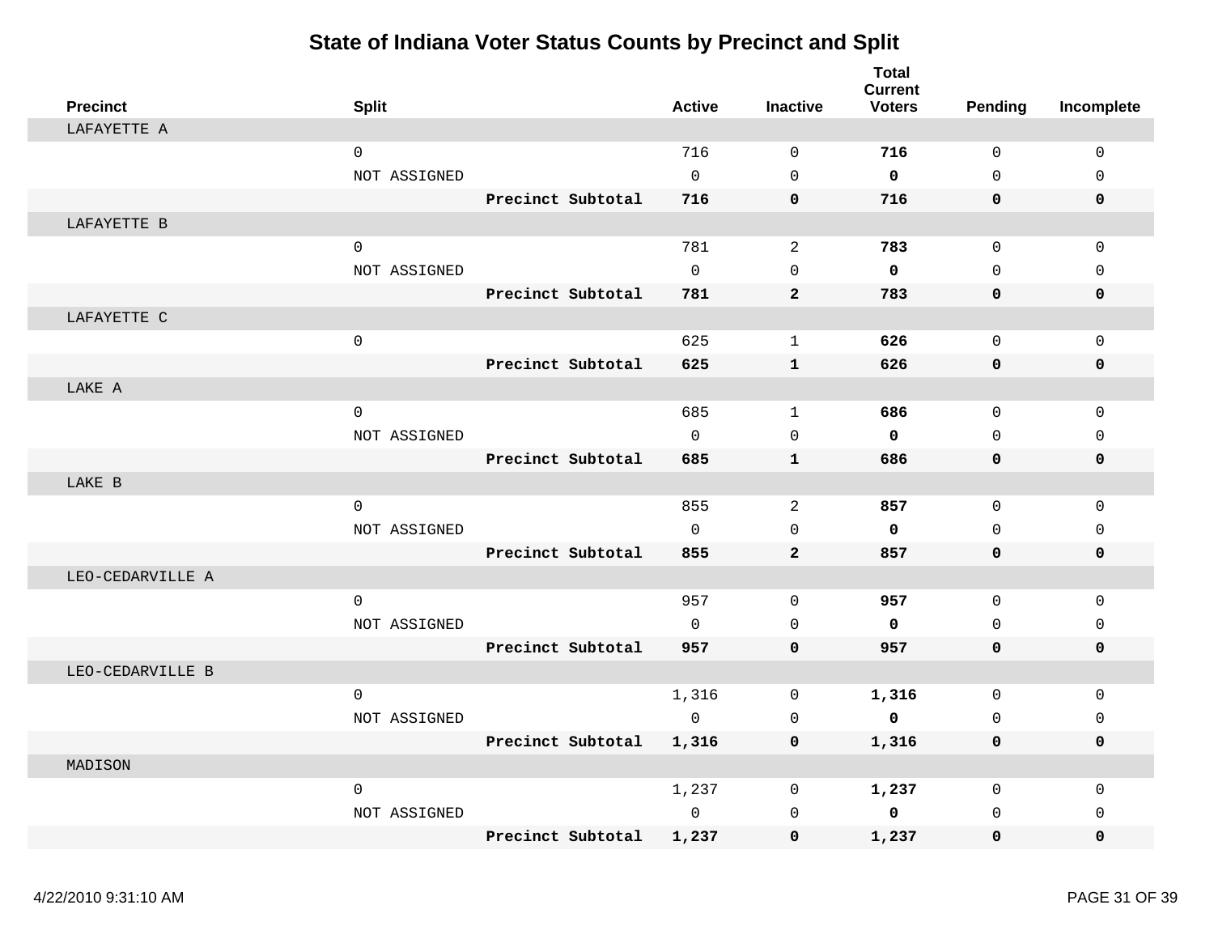# State of Indiana Voter Status Counts by Precinct and Split

| Precinct | Split | | Active | Inactive | Total Current Voters | Pending | Incomplete |
|---|---|---|---|---|---|---|---|
| LAFAYETTE A | | | | | | | |
| | 0 | | 716 | 0 | **716** | 0 | 0 |
| | NOT ASSIGNED | | 0 | 0 | **0** | 0 | 0 |
| | | **Precinct Subtotal** | **716** | **0** | **716** | **0** | **0** |
| LAFAYETTE B | | | | | | | |
| | 0 | | 781 | 2 | **783** | 0 | 0 |
| | NOT ASSIGNED | | 0 | 0 | **0** | 0 | 0 |
| | | **Precinct Subtotal** | **781** | **2** | **783** | **0** | **0** |
| LAFAYETTE C | | | | | | | |
| | 0 | | 625 | 1 | **626** | 0 | 0 |
| | | **Precinct Subtotal** | **625** | **1** | **626** | **0** | **0** |
| LAKE A | | | | | | | |
| | 0 | | 685 | 1 | **686** | 0 | 0 |
| | NOT ASSIGNED | | 0 | 0 | **0** | 0 | 0 |
| | | **Precinct Subtotal** | **685** | **1** | **686** | **0** | **0** |
| LAKE B | | | | | | | |
| | 0 | | 855 | 2 | **857** | 0 | 0 |
| | NOT ASSIGNED | | 0 | 0 | **0** | 0 | 0 |
| | | **Precinct Subtotal** | **855** | **2** | **857** | **0** | **0** |
| LEO-CEDARVILLE A | | | | | | | |
| | 0 | | 957 | 0 | **957** | 0 | 0 |
| | NOT ASSIGNED | | 0 | 0 | **0** | 0 | 0 |
| | | **Precinct Subtotal** | **957** | **0** | **957** | **0** | **0** |
| LEO-CEDARVILLE B | | | | | | | |
| | 0 | | 1,316 | 0 | **1,316** | 0 | 0 |
| | NOT ASSIGNED | | 0 | 0 | **0** | 0 | 0 |
| | | **Precinct Subtotal** | **1,316** | **0** | **1,316** | **0** | **0** |
| MADISON | | | | | | | |
| | 0 | | 1,237 | 0 | **1,237** | 0 | 0 |
| | NOT ASSIGNED | | 0 | 0 | **0** | 0 | 0 |
| | | **Precinct Subtotal** | **1,237** | **0** | **1,237** | **0** | **0** |

4/22/2010 9:31:10 AM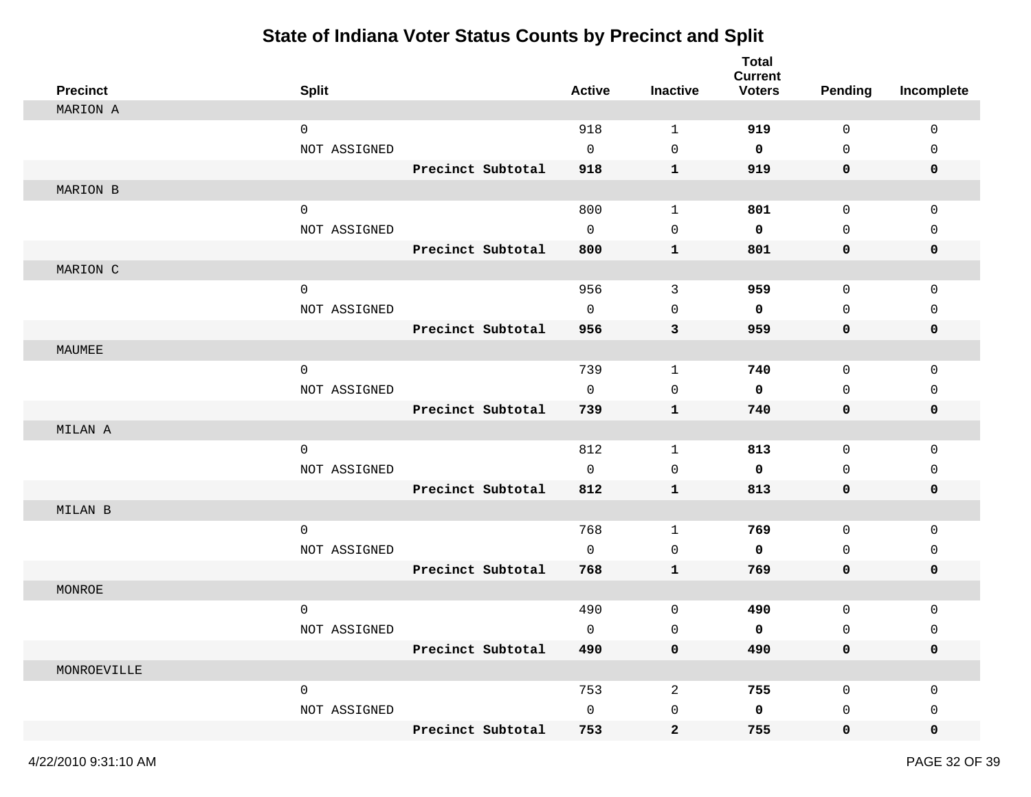# State of Indiana Voter Status Counts by Precinct and Split

| Precinct | Split | | Active | Inactive | Total Current Voters | Pending | Incomplete |
|---|---|---|---|---|---|---|---|
| MARION A | | | | | | | |
| | 0 | | 918 | 1 | **919** | 0 | 0 |
| | NOT ASSIGNED | | 0 | 0 | **0** | 0 | 0 |
| | | **Precinct Subtotal** | **918** | **1** | **919** | **0** | **0** |
| MARION B | | | | | | | |
| | 0 | | 800 | 1 | **801** | 0 | 0 |
| | NOT ASSIGNED | | 0 | 0 | **0** | 0 | 0 |
| | | **Precinct Subtotal** | **800** | **1** | **801** | **0** | **0** |
| MARION C | | | | | | | |
| | 0 | | 956 | 3 | **959** | 0 | 0 |
| | NOT ASSIGNED | | 0 | 0 | **0** | 0 | 0 |
| | | **Precinct Subtotal** | **956** | **3** | **959** | **0** | **0** |
| MAUMEE | | | | | | | |
| | 0 | | 739 | 1 | **740** | 0 | 0 |
| | NOT ASSIGNED | | 0 | 0 | **0** | 0 | 0 |
| | | **Precinct Subtotal** | **739** | **1** | **740** | **0** | **0** |
| MILAN A | | | | | | | |
| | 0 | | 812 | 1 | **813** | 0 | 0 |
| | NOT ASSIGNED | | 0 | 0 | **0** | 0 | 0 |
| | | **Precinct Subtotal** | **812** | **1** | **813** | **0** | **0** |
| MILAN B | | | | | | | |
| | 0 | | 768 | 1 | **769** | 0 | 0 |
| | NOT ASSIGNED | | 0 | 0 | **0** | 0 | 0 |
| | | **Precinct Subtotal** | **768** | **1** | **769** | **0** | **0** |
| MONROE | | | | | | | |
| | 0 | | 490 | 0 | **490** | 0 | 0 |
| | NOT ASSIGNED | | 0 | 0 | **0** | 0 | 0 |
| | | **Precinct Subtotal** | **490** | **0** | **490** | **0** | **0** |
| MONROEVILLE | | | | | | | |
| | 0 | | 753 | 2 | **755** | 0 | 0 |
| | NOT ASSIGNED | | 0 | 0 | **0** | 0 | 0 |
| | | **Precinct Subtotal** | **753** | **2** | **755** | **0** | **0** |

4/22/2010 9:31:10 AM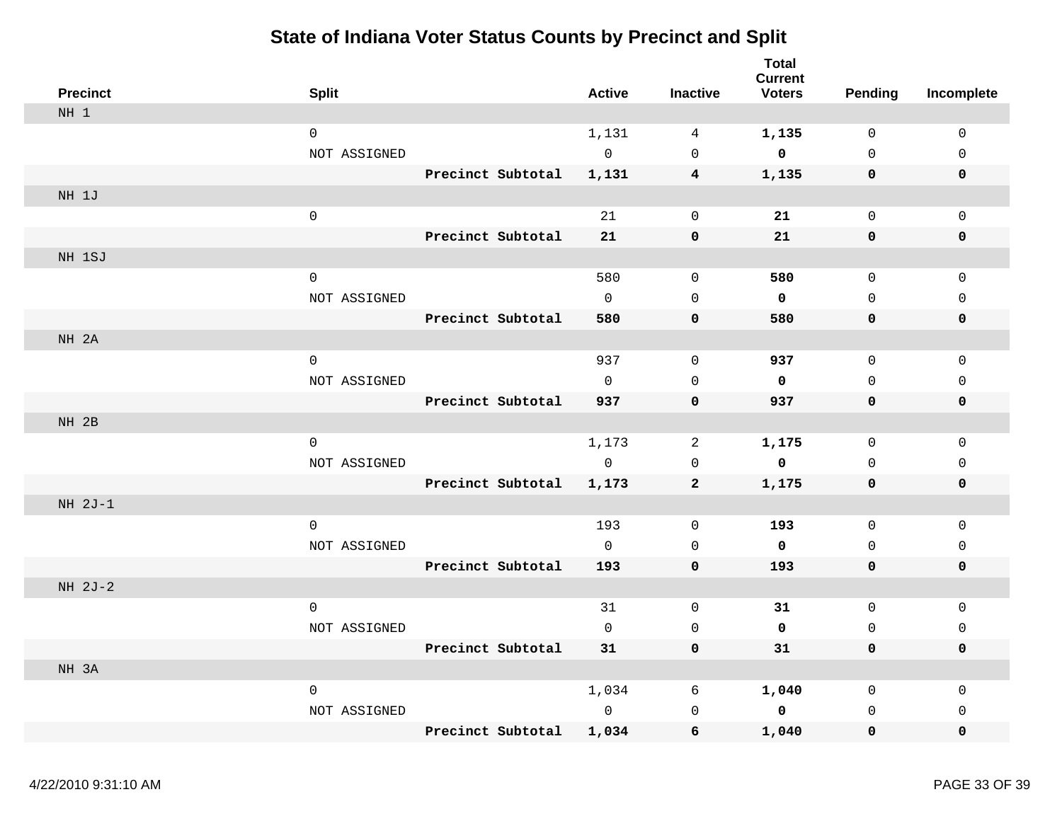# State of Indiana Voter Status Counts by Precinct and Split

| Precinct | Split | | Active | Inactive | Total Current Voters | Pending | Incomplete |
|---|---|---|---|---|---|---|---|
| NH 1 | | | | | | | |
| | 0 | | 1,131 | 4 | **1,135** | 0 | 0 |
| | NOT ASSIGNED | | 0 | 0 | **0** | 0 | 0 |
| | | **Precinct Subtotal** | **1,131** | **4** | **1,135** | **0** | **0** |
| NH 1J | | | | | | | |
| | 0 | | 21 | 0 | **21** | 0 | 0 |
| | | **Precinct Subtotal** | **21** | **0** | **21** | **0** | **0** |
| NH 1SJ | | | | | | | |
| | 0 | | 580 | 0 | **580** | 0 | 0 |
| | NOT ASSIGNED | | 0 | 0 | **0** | 0 | 0 |
| | | **Precinct Subtotal** | **580** | **0** | **580** | **0** | **0** |
| NH 2A | | | | | | | |
| | 0 | | 937 | 0 | **937** | 0 | 0 |
| | NOT ASSIGNED | | 0 | 0 | **0** | 0 | 0 |
| | | **Precinct Subtotal** | **937** | **0** | **937** | **0** | **0** |
| NH 2B | | | | | | | |
| | 0 | | 1,173 | 2 | **1,175** | 0 | 0 |
| | NOT ASSIGNED | | 0 | 0 | **0** | 0 | 0 |
| | | **Precinct Subtotal** | **1,173** | **2** | **1,175** | **0** | **0** |
| NH 2J-1 | | | | | | | |
| | 0 | | 193 | 0 | **193** | 0 | 0 |
| | NOT ASSIGNED | | 0 | 0 | **0** | 0 | 0 |
| | | **Precinct Subtotal** | **193** | **0** | **193** | **0** | **0** |
| NH 2J-2 | | | | | | | |
| | 0 | | 31 | 0 | **31** | 0 | 0 |
| | NOT ASSIGNED | | 0 | 0 | **0** | 0 | 0 |
| | | **Precinct Subtotal** | **31** | **0** | **31** | **0** | **0** |
| NH 3A | | | | | | | |
| | 0 | | 1,034 | 6 | **1,040** | 0 | 0 |
| | NOT ASSIGNED | | 0 | 0 | **0** | 0 | 0 |
| | | **Precinct Subtotal** | **1,034** | **6** | **1,040** | **0** | **0** |

4/22/2010 9:31:10 AM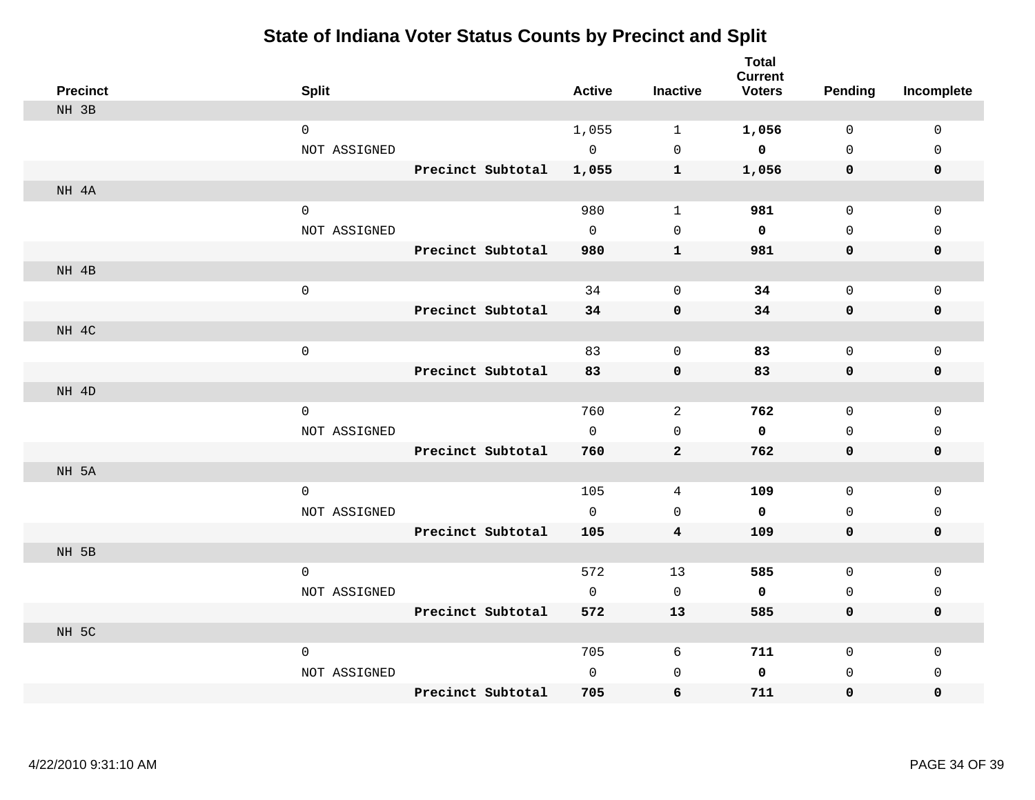# State of Indiana Voter Status Counts by Precinct and Split

| Precinct | Split | | Active | Inactive | Total Current Voters | Pending | Incomplete |
|---|---|---|---|---|---|---|---|
| NH 3B | | | | | | | |
| | 0 | | 1,055 | 1 | **1,056** | 0 | 0 |
| | NOT ASSIGNED | | 0 | 0 | **0** | 0 | 0 |
| | | **Precinct Subtotal** | **1,055** | **1** | **1,056** | **0** | **0** |
| NH 4A | | | | | | | |
| | 0 | | 980 | 1 | **981** | 0 | 0 |
| | NOT ASSIGNED | | 0 | 0 | **0** | 0 | 0 |
| | | **Precinct Subtotal** | **980** | **1** | **981** | **0** | **0** |
| NH 4B | | | | | | | |
| | 0 | | 34 | 0 | **34** | 0 | 0 |
| | | **Precinct Subtotal** | **34** | **0** | **34** | **0** | **0** |
| NH 4C | | | | | | | |
| | 0 | | 83 | 0 | **83** | 0 | 0 |
| | | **Precinct Subtotal** | **83** | **0** | **83** | **0** | **0** |
| NH 4D | | | | | | | |
| | 0 | | 760 | 2 | **762** | 0 | 0 |
| | NOT ASSIGNED | | 0 | 0 | **0** | 0 | 0 |
| | | **Precinct Subtotal** | **760** | **2** | **762** | **0** | **0** |
| NH 5A | | | | | | | |
| | 0 | | 105 | 4 | **109** | 0 | 0 |
| | NOT ASSIGNED | | 0 | 0 | **0** | 0 | 0 |
| | | **Precinct Subtotal** | **105** | **4** | **109** | **0** | **0** |
| NH 5B | | | | | | | |
| | 0 | | 572 | 13 | **585** | 0 | 0 |
| | NOT ASSIGNED | | 0 | 0 | **0** | 0 | 0 |
| | | **Precinct Subtotal** | **572** | **13** | **585** | **0** | **0** |
| NH 5C | | | | | | | |
| | 0 | | 705 | 6 | **711** | 0 | 0 |
| | NOT ASSIGNED | | 0 | 0 | **0** | 0 | 0 |
| | | **Precinct Subtotal** | **705** | **6** | **711** | **0** | **0** |

4/22/2010 9:31:10 AM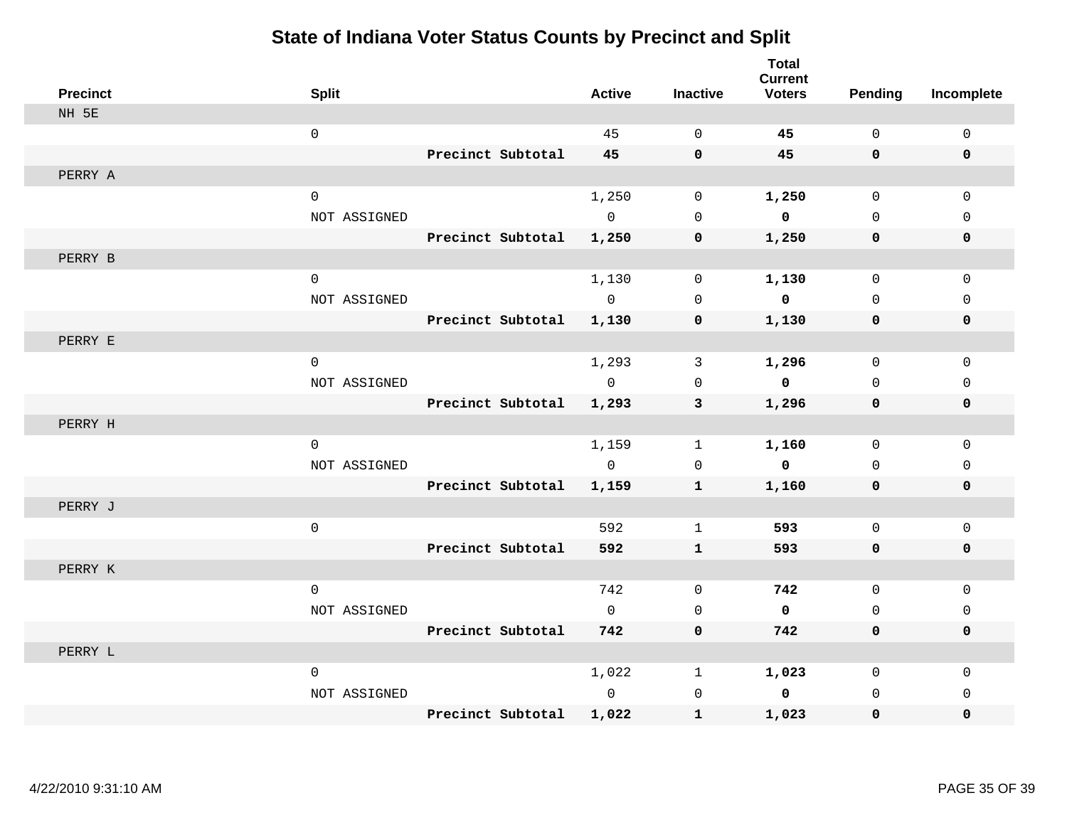# State of Indiana Voter Status Counts by Precinct and Split

| Precinct | Split | | Active | Inactive | Total Current Voters | Pending | Incomplete |
|---|---|---|---|---|---|---|---|
| NH 5E | | | | | | | |
| | 0 | | 45 | 0 | **45** | 0 | 0 |
| | | **Precinct Subtotal** | **45** | **0** | **45** | **0** | **0** |
| PERRY A | | | | | | | |
| | 0 | | 1,250 | 0 | **1,250** | 0 | 0 |
| | NOT ASSIGNED | | 0 | 0 | **0** | 0 | 0 |
| | | **Precinct Subtotal** | **1,250** | **0** | **1,250** | **0** | **0** |
| PERRY B | | | | | | | |
| | 0 | | 1,130 | 0 | **1,130** | 0 | 0 |
| | NOT ASSIGNED | | 0 | 0 | **0** | 0 | 0 |
| | | **Precinct Subtotal** | **1,130** | **0** | **1,130** | **0** | **0** |
| PERRY E | | | | | | | |
| | 0 | | 1,293 | 3 | **1,296** | 0 | 0 |
| | NOT ASSIGNED | | 0 | 0 | **0** | 0 | 0 |
| | | **Precinct Subtotal** | **1,293** | **3** | **1,296** | **0** | **0** |
| PERRY H | | | | | | | |
| | 0 | | 1,159 | 1 | **1,160** | 0 | 0 |
| | NOT ASSIGNED | | 0 | 0 | **0** | 0 | 0 |
| | | **Precinct Subtotal** | **1,159** | **1** | **1,160** | **0** | **0** |
| PERRY J | | | | | | | |
| | 0 | | 592 | 1 | **593** | 0 | 0 |
| | | **Precinct Subtotal** | **592** | **1** | **593** | **0** | **0** |
| PERRY K | | | | | | | |
| | 0 | | 742 | 0 | **742** | 0 | 0 |
| | NOT ASSIGNED | | 0 | 0 | **0** | 0 | 0 |
| | | **Precinct Subtotal** | **742** | **0** | **742** | **0** | **0** |
| PERRY L | | | | | | | |
| | 0 | | 1,022 | 1 | **1,023** | 0 | 0 |
| | NOT ASSIGNED | | 0 | 0 | **0** | 0 | 0 |
| | | **Precinct Subtotal** | **1,022** | **1** | **1,023** | **0** | **0** |

4/22/2010 9:31:10 AM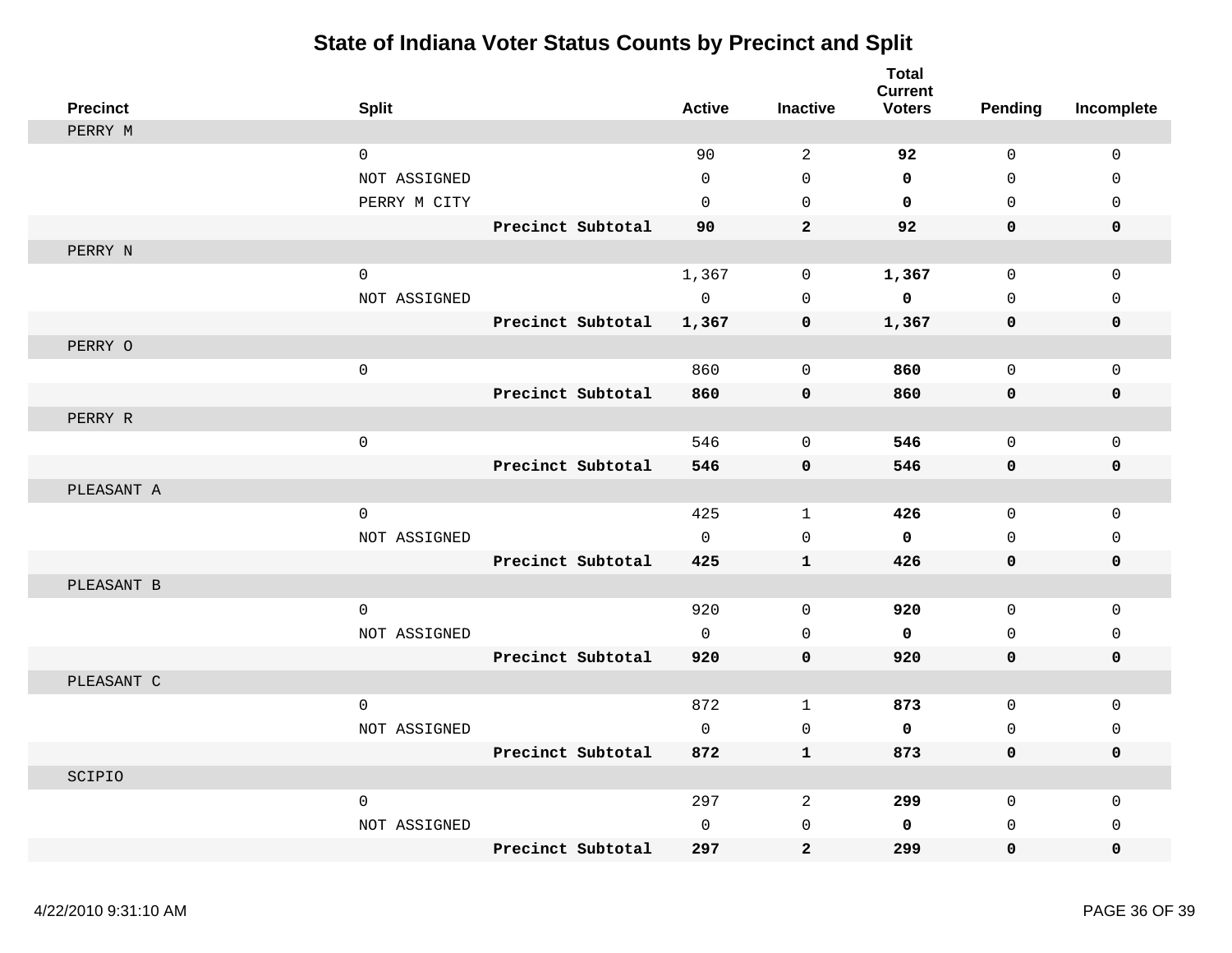# State of Indiana Voter Status Counts by Precinct and Split

| Precinct | Split | | Active | Inactive | Total Current Voters | Pending | Incomplete |
|---|---|---|---|---|---|---|---|
| PERRY M | | | | | | | |
| | 0 | | 90 | 2 | **92** | 0 | 0 |
| | NOT ASSIGNED | | 0 | 0 | **0** | 0 | 0 |
| | PERRY M CITY | | 0 | 0 | **0** | 0 | 0 |
| | | **Precinct Subtotal** | **90** | **2** | **92** | **0** | **0** |
| PERRY N | | | | | | | |
| | 0 | | 1,367 | 0 | **1,367** | 0 | 0 |
| | NOT ASSIGNED | | 0 | 0 | **0** | 0 | 0 |
| | | **Precinct Subtotal** | **1,367** | **0** | **1,367** | **0** | **0** |
| PERRY O | | | | | | | |
| | 0 | | 860 | 0 | **860** | 0 | 0 |
| | | **Precinct Subtotal** | **860** | **0** | **860** | **0** | **0** |
| PERRY R | | | | | | | |
| | 0 | | 546 | 0 | **546** | 0 | 0 |
| | | **Precinct Subtotal** | **546** | **0** | **546** | **0** | **0** |
| PLEASANT A | | | | | | | |
| | 0 | | 425 | 1 | **426** | 0 | 0 |
| | NOT ASSIGNED | | 0 | 0 | **0** | 0 | 0 |
| | | **Precinct Subtotal** | **425** | **1** | **426** | **0** | **0** |
| PLEASANT B | | | | | | | |
| | 0 | | 920 | 0 | **920** | 0 | 0 |
| | NOT ASSIGNED | | 0 | 0 | **0** | 0 | 0 |
| | | **Precinct Subtotal** | **920** | **0** | **920** | **0** | **0** |
| PLEASANT C | | | | | | | |
| | 0 | | 872 | 1 | **873** | 0 | 0 |
| | NOT ASSIGNED | | 0 | 0 | **0** | 0 | 0 |
| | | **Precinct Subtotal** | **872** | **1** | **873** | **0** | **0** |
| SCIPIO | | | | | | | |
| | 0 | | 297 | 2 | **299** | 0 | 0 |
| | NOT ASSIGNED | | 0 | 0 | **0** | 0 | 0 |
| | | **Precinct Subtotal** | **297** | **2** | **299** | **0** | **0** |

4/22/2010 9:31:10 AM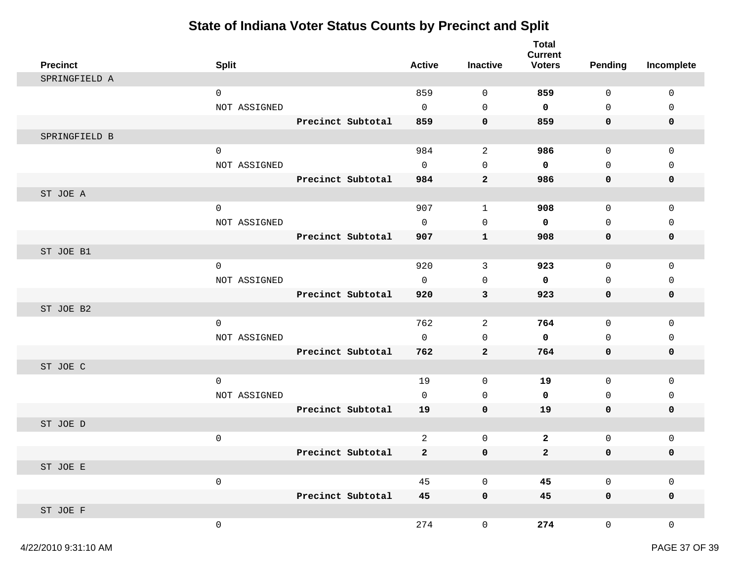# State of Indiana Voter Status Counts by Precinct and Split

| Precinct | Split | | Active | Inactive | Total Current Voters | Pending | Incomplete |
|---|---|---|---|---|---|---|---|
| SPRINGFIELD A | | | | | | | |
| | 0 | | 859 | 0 | **859** | 0 | 0 |
| | NOT ASSIGNED | | 0 | 0 | **0** | 0 | 0 |
| | | **Precinct Subtotal** | **859** | **0** | **859** | **0** | **0** |
| SPRINGFIELD B | | | | | | | |
| | 0 | | 984 | 2 | **986** | 0 | 0 |
| | NOT ASSIGNED | | 0 | 0 | **0** | 0 | 0 |
| | | **Precinct Subtotal** | **984** | **2** | **986** | **0** | **0** |
| ST JOE A | | | | | | | |
| | 0 | | 907 | 1 | **908** | 0 | 0 |
| | NOT ASSIGNED | | 0 | 0 | **0** | 0 | 0 |
| | | **Precinct Subtotal** | **907** | **1** | **908** | **0** | **0** |
| ST JOE B1 | | | | | | | |
| | 0 | | 920 | 3 | **923** | 0 | 0 |
| | NOT ASSIGNED | | 0 | 0 | **0** | 0 | 0 |
| | | **Precinct Subtotal** | **920** | **3** | **923** | **0** | **0** |
| ST JOE B2 | | | | | | | |
| | 0 | | 762 | 2 | **764** | 0 | 0 |
| | NOT ASSIGNED | | 0 | 0 | **0** | 0 | 0 |
| | | **Precinct Subtotal** | **762** | **2** | **764** | **0** | **0** |
| ST JOE C | | | | | | | |
| | 0 | | 19 | 0 | **19** | 0 | 0 |
| | NOT ASSIGNED | | 0 | 0 | **0** | 0 | 0 |
| | | **Precinct Subtotal** | **19** | **0** | **19** | **0** | **0** |
| ST JOE D | | | | | | | |
| | 0 | | 2 | 0 | **2** | 0 | 0 |
| | | **Precinct Subtotal** | **2** | **0** | **2** | **0** | **0** |
| ST JOE E | | | | | | | |
| | 0 | | 45 | 0 | **45** | 0 | 0 |
| | | **Precinct Subtotal** | **45** | **0** | **45** | **0** | **0** |
| ST JOE F | | | | | | | |
| | 0 | | 274 | 0 | **274** | 0 | 0 |

4/22/2010 9:31:10 AM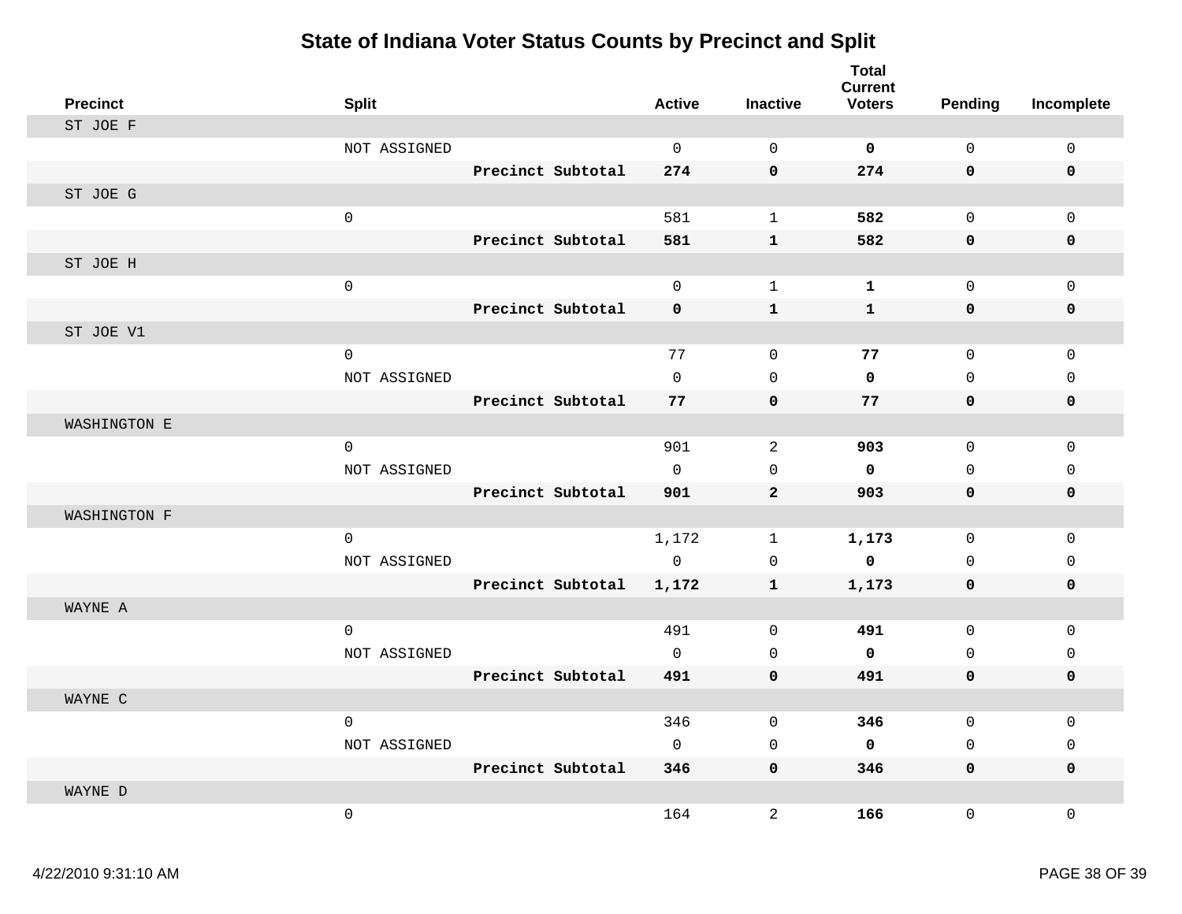# State of Indiana Voter Status Counts by Precinct and Split

| Precinct | Split | | Active | Inactive | Total Current Voters | Pending | Incomplete |
|---|---|---|---|---|---|---|---|
| ST JOE F | | | | | | | |
| | NOT ASSIGNED | | 0 | 0 | **0** | 0 | 0 |
| | | **Precinct Subtotal** | **274** | **0** | **274** | **0** | **0** |
| ST JOE G | | | | | | | |
| | 0 | | 581 | 1 | **582** | 0 | 0 |
| | | **Precinct Subtotal** | **581** | **1** | **582** | **0** | **0** |
| ST JOE H | | | | | | | |
| | 0 | | 0 | 1 | **1** | 0 | 0 |
| | | **Precinct Subtotal** | **0** | **1** | **1** | **0** | **0** |
| ST JOE V1 | | | | | | | |
| | 0 | | 77 | 0 | **77** | 0 | 0 |
| | NOT ASSIGNED | | 0 | 0 | **0** | 0 | 0 |
| | | **Precinct Subtotal** | **77** | **0** | **77** | **0** | **0** |
| WASHINGTON E | | | | | | | |
| | 0 | | 901 | 2 | **903** | 0 | 0 |
| | NOT ASSIGNED | | 0 | 0 | **0** | 0 | 0 |
| | | **Precinct Subtotal** | **901** | **2** | **903** | **0** | **0** |
| WASHINGTON F | | | | | | | |
| | 0 | | 1,172 | 1 | **1,173** | 0 | 0 |
| | NOT ASSIGNED | | 0 | 0 | **0** | 0 | 0 |
| | | **Precinct Subtotal** | **1,172** | **1** | **1,173** | **0** | **0** |
| WAYNE A | | | | | | | |
| | 0 | | 491 | 0 | **491** | 0 | 0 |
| | NOT ASSIGNED | | 0 | 0 | **0** | 0 | 0 |
| | | **Precinct Subtotal** | **491** | **0** | **491** | **0** | **0** |
| WAYNE C | | | | | | | |
| | 0 | | 346 | 0 | **346** | 0 | 0 |
| | NOT ASSIGNED | | 0 | 0 | **0** | 0 | 0 |
| | | **Precinct Subtotal** | **346** | **0** | **346** | **0** | **0** |
| WAYNE D | | | | | | | |
| | 0 | | 164 | 2 | **166** | 0 | 0 |

4/22/2010 9:31:10 AM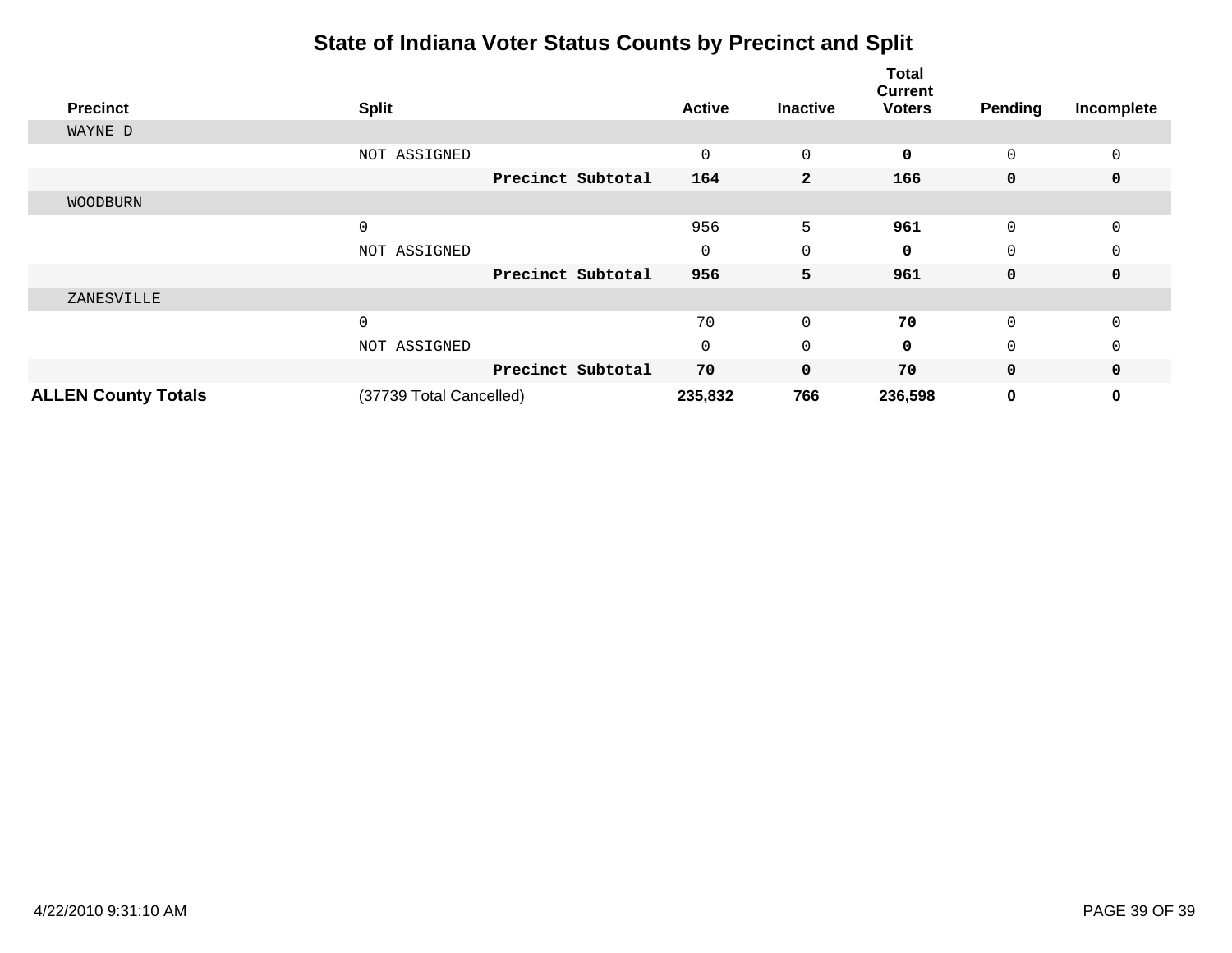# State of Indiana Voter Status Counts by Precinct and Split

| Precinct | Split | Active | Inactive | Total Current Voters | Pending | Incomplete |
|---|---|---|---|---|---|---|
| WAYNE D | | | | | | |
| | NOT ASSIGNED | 0 | 0 | **0** | 0 | 0 |
| | **Precinct Subtotal** | **164** | **2** | **166** | **0** | **0** |
| WOODBURN | | | | | | |
| | 0 | 956 | 5 | **961** | 0 | 0 |
| | NOT ASSIGNED | 0 | 0 | **0** | 0 | 0 |
| | **Precinct Subtotal** | **956** | **5** | **961** | **0** | **0** |
| ZANESVILLE | | | | | | |
| | 0 | 70 | 0 | **70** | 0 | 0 |
| | NOT ASSIGNED | 0 | 0 | **0** | 0 | 0 |
| | **Precinct Subtotal** | **70** | **0** | **70** | **0** | **0** |
| **ALLEN County Totals** | (37739 Total Cancelled) | **235,832** | **766** | **236,598** | **0** | **0** |

4/22/2010 9:31:10 AM